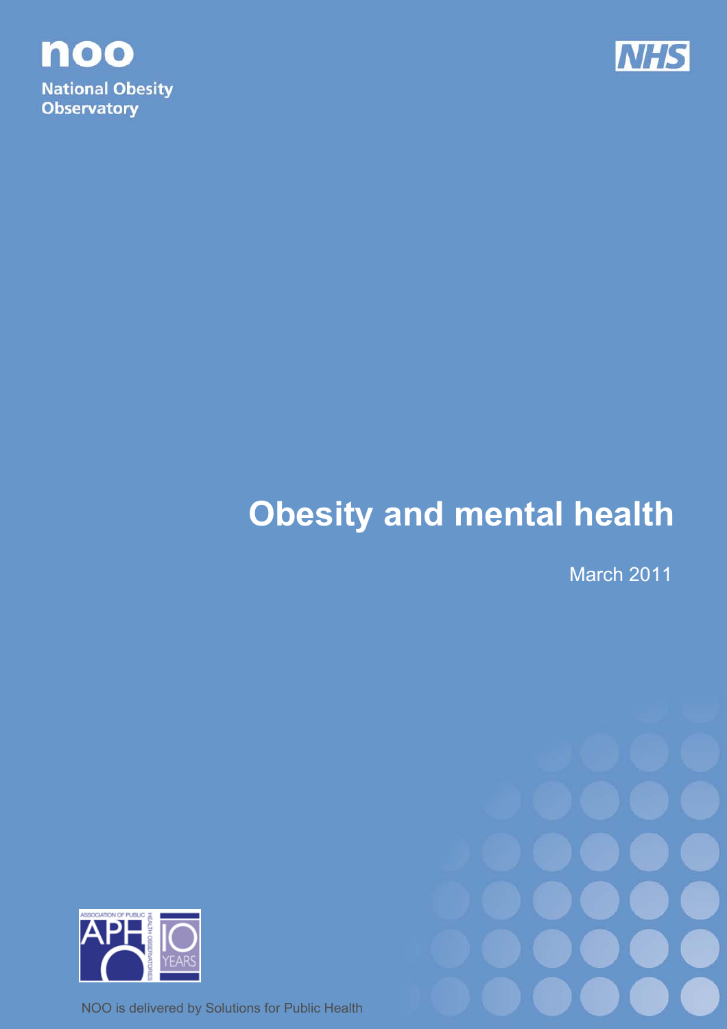noo

National Obesity Observatory

NHS

# Obesity and mental health

March 2011

ASSOCIATION OF PUBLIC HEALTH OBSERVATORIES

APHO 10 YEARS

NOO is delivered by Solutions for Public Health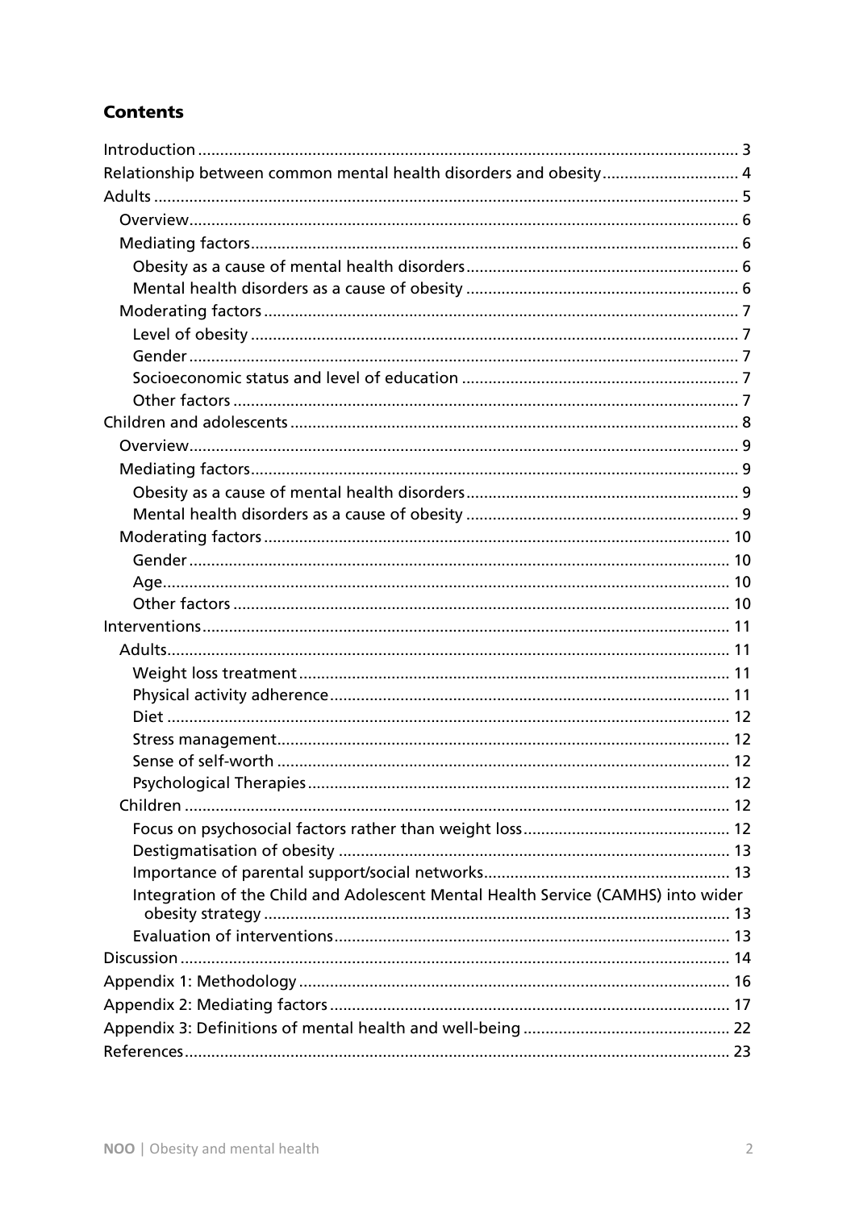## Contents

- Introduction ... 3
- Relationship between common mental health disorders and obesity ... 4
- Adults ... 5
  - Overview ... 6
  - Mediating factors ... 6
    - Obesity as a cause of mental health disorders ... 6
    - Mental health disorders as a cause of obesity ... 6
  - Moderating factors ... 7
    - Level of obesity ... 7
    - Gender ... 7
    - Socioeconomic status and level of education ... 7
    - Other factors ... 7
- Children and adolescents ... 8
  - Overview ... 9
  - Mediating factors ... 9
    - Obesity as a cause of mental health disorders ... 9
    - Mental health disorders as a cause of obesity ... 9
  - Moderating factors ... 10
    - Gender ... 10
    - Age ... 10
    - Other factors ... 10
- Interventions ... 11
  - Adults ... 11
    - Weight loss treatment ... 11
    - Physical activity adherence ... 11
    - Diet ... 12
    - Stress management ... 12
    - Sense of self-worth ... 12
    - Psychological Therapies ... 12
  - Children ... 12
    - Focus on psychosocial factors rather than weight loss ... 12
    - Destigmatisation of obesity ... 13
    - Importance of parental support/social networks ... 13
    - Integration of the Child and Adolescent Mental Health Service (CAMHS) into wider obesity strategy ... 13
    - Evaluation of interventions ... 13
- Discussion ... 14
- Appendix 1: Methodology ... 16
- Appendix 2: Mediating factors ... 17
- Appendix 3: Definitions of mental health and well-being ... 22
- References ... 23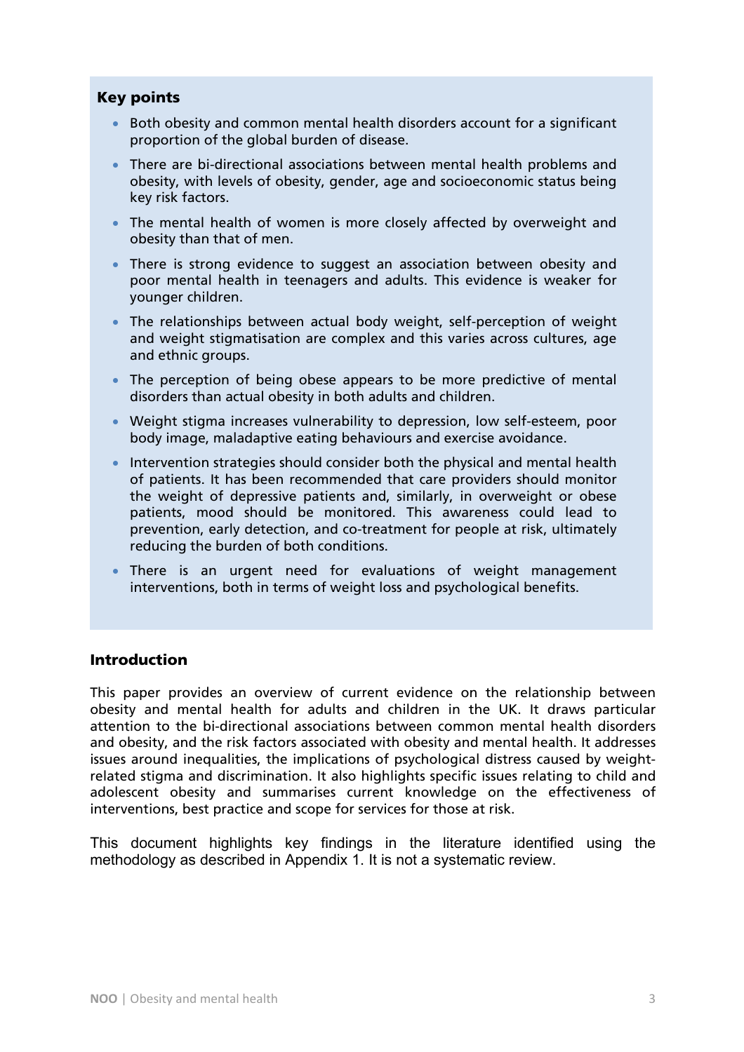## Key points

- Both obesity and common mental health disorders account for a significant proportion of the global burden of disease.
- There are bi-directional associations between mental health problems and obesity, with levels of obesity, gender, age and socioeconomic status being key risk factors.
- The mental health of women is more closely affected by overweight and obesity than that of men.
- There is strong evidence to suggest an association between obesity and poor mental health in teenagers and adults. This evidence is weaker for younger children.
- The relationships between actual body weight, self-perception of weight and weight stigmatisation are complex and this varies across cultures, age and ethnic groups.
- The perception of being obese appears to be more predictive of mental disorders than actual obesity in both adults and children.
- Weight stigma increases vulnerability to depression, low self-esteem, poor body image, maladaptive eating behaviours and exercise avoidance.
- Intervention strategies should consider both the physical and mental health of patients. It has been recommended that care providers should monitor the weight of depressive patients and, similarly, in overweight or obese patients, mood should be monitored. This awareness could lead to prevention, early detection, and co-treatment for people at risk, ultimately reducing the burden of both conditions.
- There is an urgent need for evaluations of weight management interventions, both in terms of weight loss and psychological benefits.

## Introduction

This paper provides an overview of current evidence on the relationship between obesity and mental health for adults and children in the UK. It draws particular attention to the bi-directional associations between common mental health disorders and obesity, and the risk factors associated with obesity and mental health. It addresses issues around inequalities, the implications of psychological distress caused by weight-related stigma and discrimination. It also highlights specific issues relating to child and adolescent obesity and summarises current knowledge on the effectiveness of interventions, best practice and scope for services for those at risk.

This document highlights key findings in the literature identified using the methodology as described in Appendix 1. It is not a systematic review.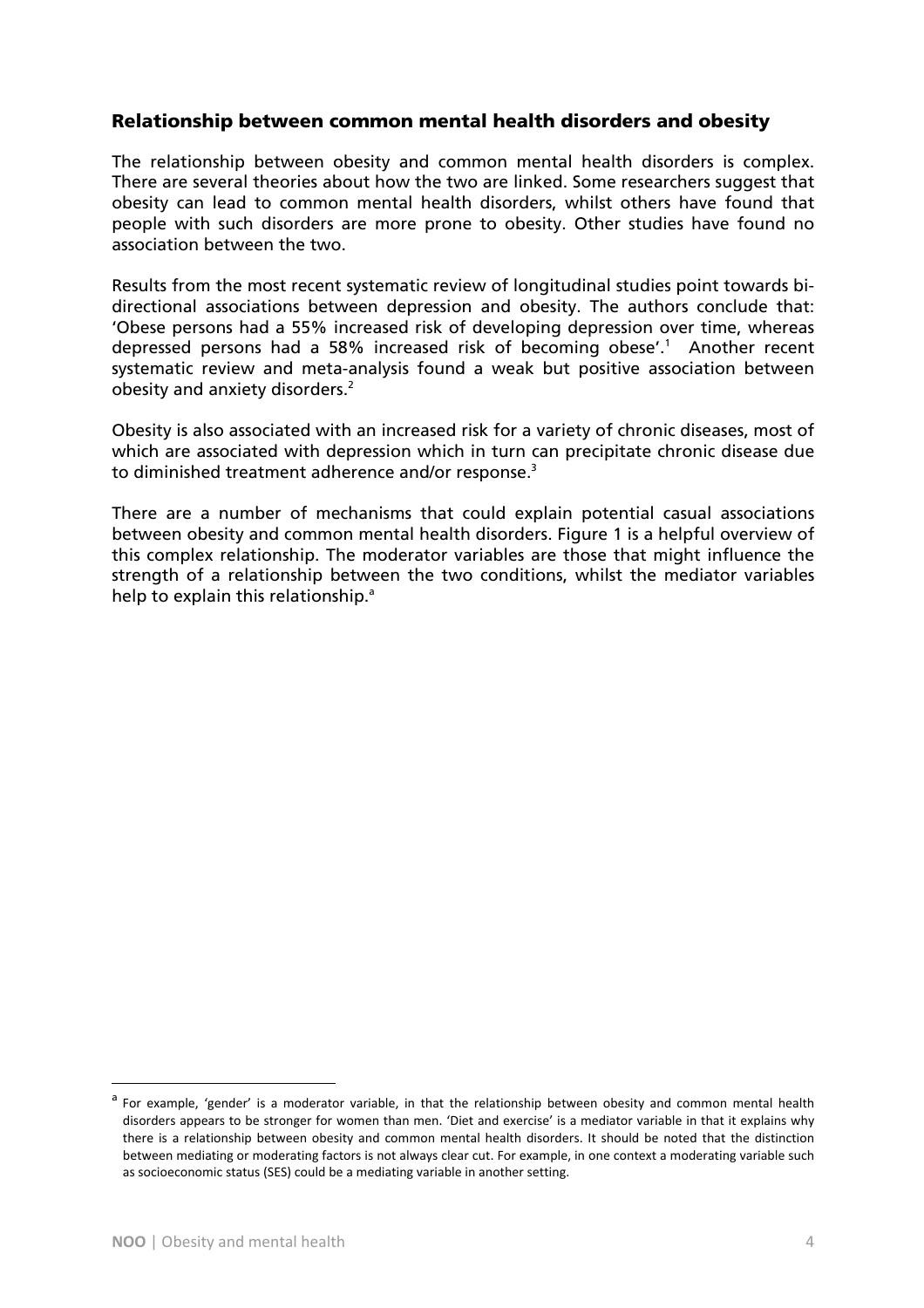## Relationship between common mental health disorders and obesity

The relationship between obesity and common mental health disorders is complex. There are several theories about how the two are linked. Some researchers suggest that obesity can lead to common mental health disorders, whilst others have found that people with such disorders are more prone to obesity. Other studies have found no association between the two.

Results from the most recent systematic review of longitudinal studies point towards bi-directional associations between depression and obesity. The authors conclude that: 'Obese persons had a 55% increased risk of developing depression over time, whereas depressed persons had a 58% increased risk of becoming obese'.[1] Another recent systematic review and meta-analysis found a weak but positive association between obesity and anxiety disorders.[2]

Obesity is also associated with an increased risk for a variety of chronic diseases, most of which are associated with depression which in turn can precipitate chronic disease due to diminished treatment adherence and/or response.[3]

There are a number of mechanisms that could explain potential casual associations between obesity and common mental health disorders. Figure 1 is a helpful overview of this complex relationship. The moderator variables are those that might influence the strength of a relationship between the two conditions, whilst the mediator variables help to explain this relationship.[a]

---

[a] For example, 'gender' is a moderator variable, in that the relationship between obesity and common mental health disorders appears to be stronger for women than men. 'Diet and exercise' is a mediator variable in that it explains why there is a relationship between obesity and common mental health disorders. It should be noted that the distinction between mediating or moderating factors is not always clear cut. For example, in one context a moderating variable such as socioeconomic status (SES) could be a mediating variable in another setting.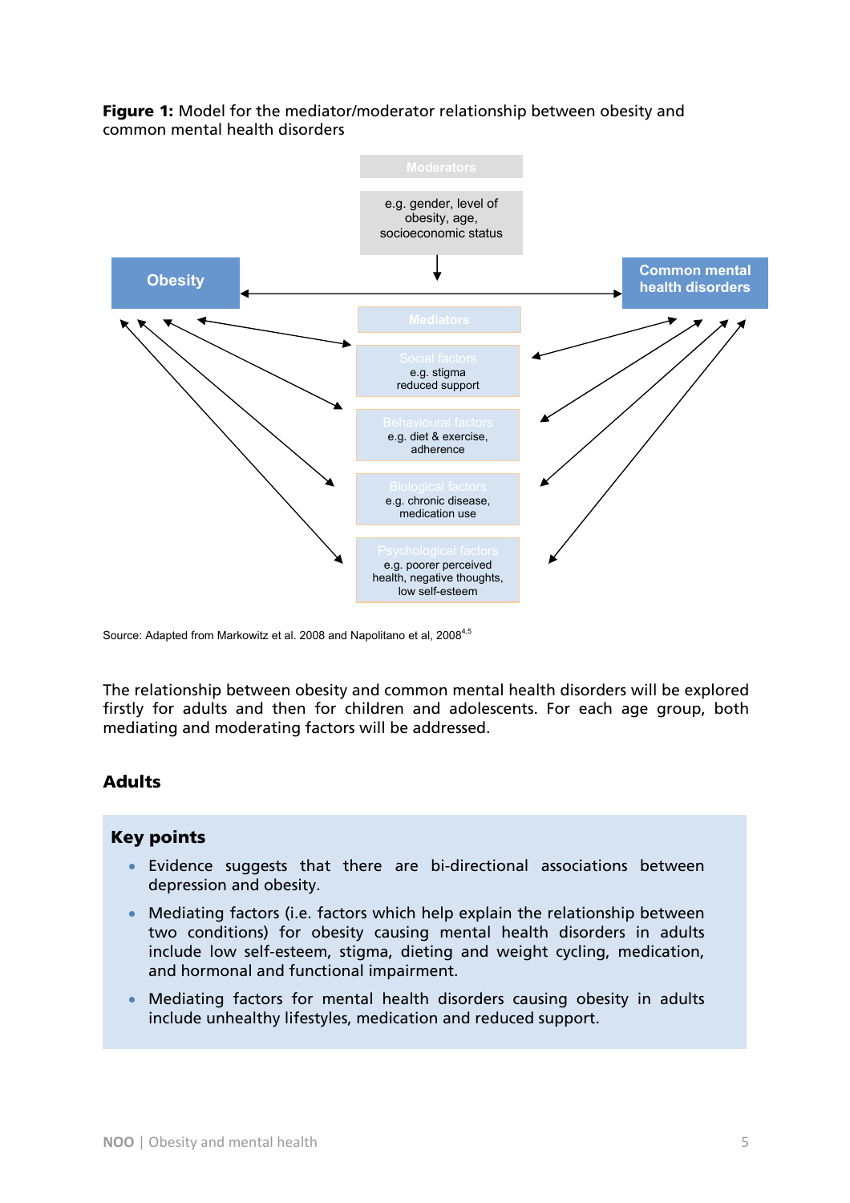**Figure 1:** Model for the mediator/moderator relationship between obesity and common mental health disorders

Moderators

e.g. gender, level of obesity, age, socioeconomic status

Obesity

Common mental health disorders

Mediators

Social factors
e.g. stigma
reduced support

Behavioural factors
e.g. diet & exercise, adherence

Biological factors
e.g. chronic disease, medication use

Psychological factors
e.g. poorer perceived health, negative thoughts, low self-esteem

Source: Adapted from Markowitz et al. 2008 and Napolitano et al, 2008[4,5]

The relationship between obesity and common mental health disorders will be explored firstly for adults and then for children and adolescents. For each age group, both mediating and moderating factors will be addressed.

## Adults

### Key points

- Evidence suggests that there are bi-directional associations between depression and obesity.
- Mediating factors (i.e. factors which help explain the relationship between two conditions) for obesity causing mental health disorders in adults include low self-esteem, stigma, dieting and weight cycling, medication, and hormonal and functional impairment.
- Mediating factors for mental health disorders causing obesity in adults include unhealthy lifestyles, medication and reduced support.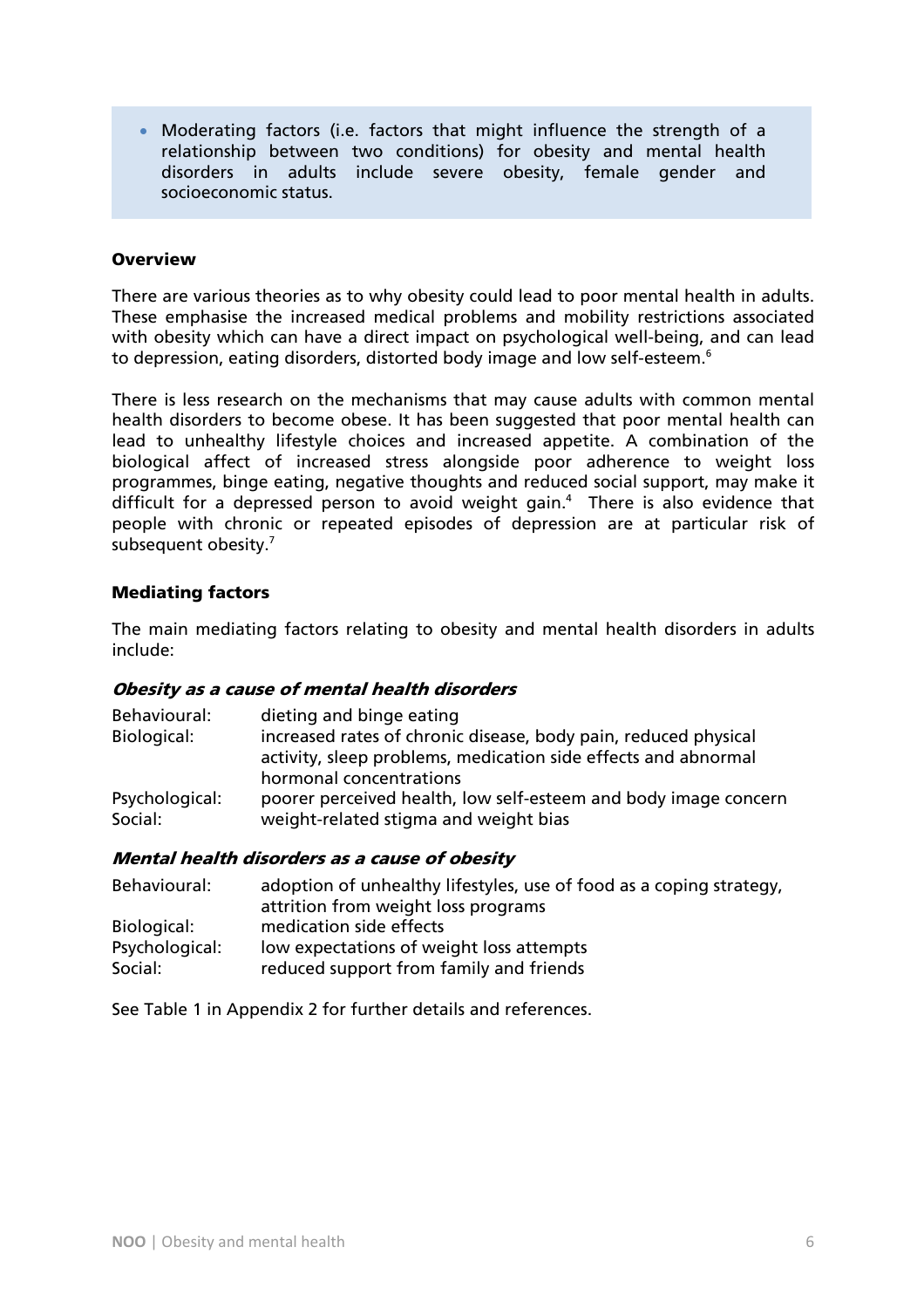- Moderating factors (i.e. factors that might influence the strength of a relationship between two conditions) for obesity and mental health disorders in adults include severe obesity, female gender and socioeconomic status.

**Overview**

There are various theories as to why obesity could lead to poor mental health in adults. These emphasise the increased medical problems and mobility restrictions associated with obesity which can have a direct impact on psychological well-being, and can lead to depression, eating disorders, distorted body image and low self-esteem.[6]

There is less research on the mechanisms that may cause adults with common mental health disorders to become obese. It has been suggested that poor mental health can lead to unhealthy lifestyle choices and increased appetite. A combination of the biological affect of increased stress alongside poor adherence to weight loss programmes, binge eating, negative thoughts and reduced social support, may make it difficult for a depressed person to avoid weight gain.[4] There is also evidence that people with chronic or repeated episodes of depression are at particular risk of subsequent obesity.[7]

**Mediating factors**

The main mediating factors relating to obesity and mental health disorders in adults include:

***Obesity as a cause of mental health disorders***

| | |
|---|---|
| Behavioural: | dieting and binge eating |
| Biological: | increased rates of chronic disease, body pain, reduced physical activity, sleep problems, medication side effects and abnormal hormonal concentrations |
| Psychological: | poorer perceived health, low self-esteem and body image concern |
| Social: | weight-related stigma and weight bias |

***Mental health disorders as a cause of obesity***

| | |
|---|---|
| Behavioural: | adoption of unhealthy lifestyles, use of food as a coping strategy, attrition from weight loss programs |
| Biological: | medication side effects |
| Psychological: | low expectations of weight loss attempts |
| Social: | reduced support from family and friends |

See Table 1 in Appendix 2 for further details and references.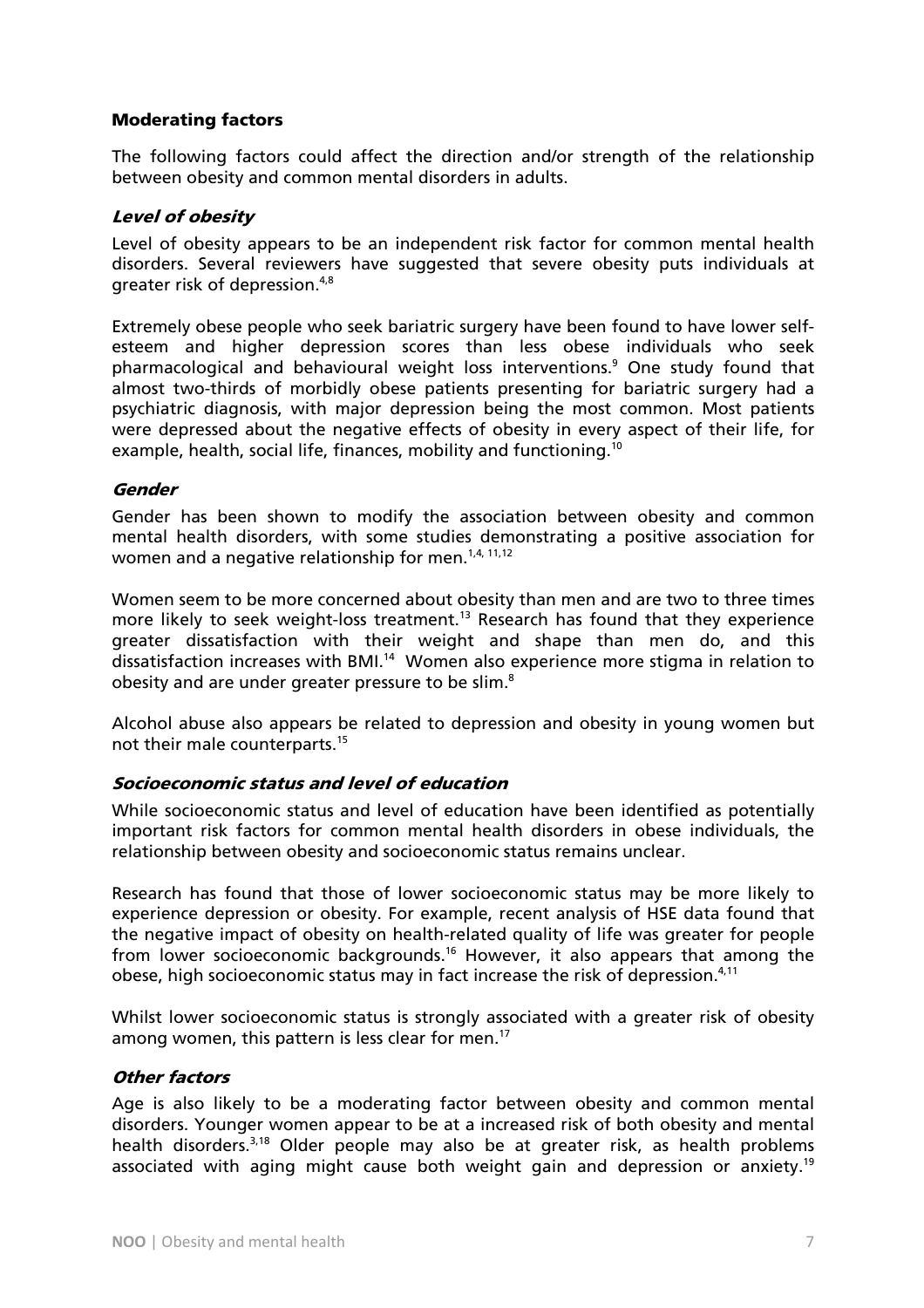### Moderating factors

The following factors could affect the direction and/or strength of the relationship between obesity and common mental disorders in adults.

#### *Level of obesity*

Level of obesity appears to be an independent risk factor for common mental health disorders. Several reviewers have suggested that severe obesity puts individuals at greater risk of depression.[4,8]

Extremely obese people who seek bariatric surgery have been found to have lower self-esteem and higher depression scores than less obese individuals who seek pharmacological and behavioural weight loss interventions.[9] One study found that almost two-thirds of morbidly obese patients presenting for bariatric surgery had a psychiatric diagnosis, with major depression being the most common. Most patients were depressed about the negative effects of obesity in every aspect of their life, for example, health, social life, finances, mobility and functioning.[10]

#### *Gender*

Gender has been shown to modify the association between obesity and common mental health disorders, with some studies demonstrating a positive association for women and a negative relationship for men.[1,4, 11,12]

Women seem to be more concerned about obesity than men and are two to three times more likely to seek weight-loss treatment.[13] Research has found that they experience greater dissatisfaction with their weight and shape than men do, and this dissatisfaction increases with BMI.[14] Women also experience more stigma in relation to obesity and are under greater pressure to be slim.[8]

Alcohol abuse also appears be related to depression and obesity in young women but not their male counterparts.[15]

#### *Socioeconomic status and level of education*

While socioeconomic status and level of education have been identified as potentially important risk factors for common mental health disorders in obese individuals, the relationship between obesity and socioeconomic status remains unclear.

Research has found that those of lower socioeconomic status may be more likely to experience depression or obesity. For example, recent analysis of HSE data found that the negative impact of obesity on health-related quality of life was greater for people from lower socioeconomic backgrounds.[16] However, it also appears that among the obese, high socioeconomic status may in fact increase the risk of depression.[4,11]

Whilst lower socioeconomic status is strongly associated with a greater risk of obesity among women, this pattern is less clear for men.[17]

#### *Other factors*

Age is also likely to be a moderating factor between obesity and common mental disorders. Younger women appear to be at a increased risk of both obesity and mental health disorders.[3,18] Older people may also be at greater risk, as health problems associated with aging might cause both weight gain and depression or anxiety.[19]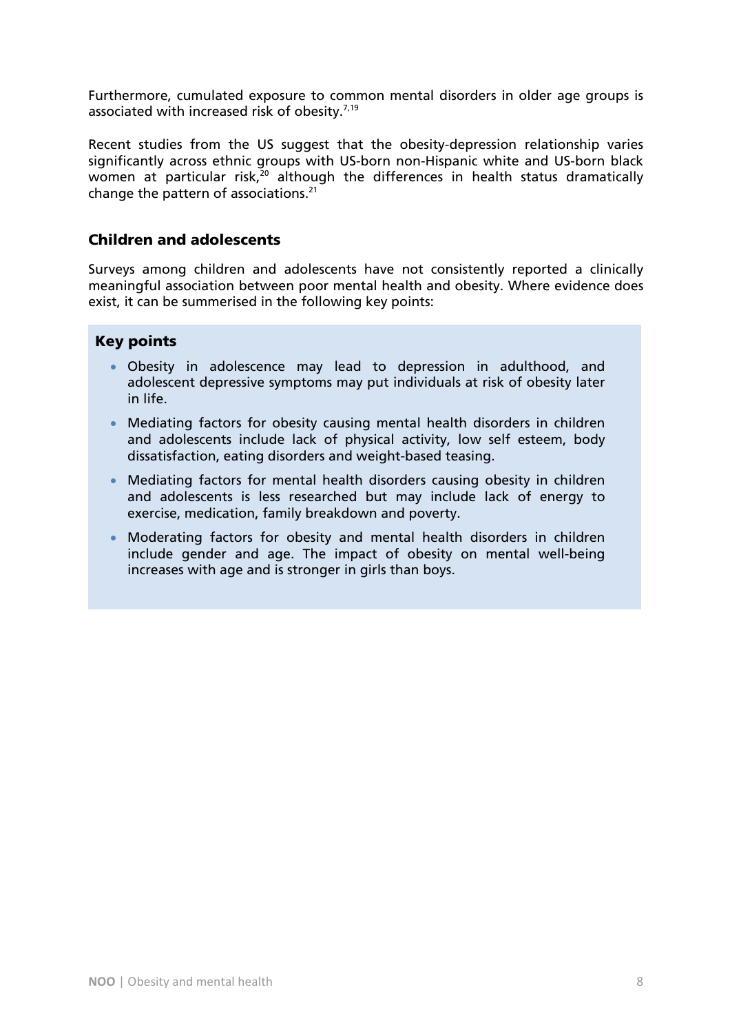Furthermore, cumulated exposure to common mental disorders in older age groups is associated with increased risk of obesity.[7,19]

Recent studies from the US suggest that the obesity-depression relationship varies significantly across ethnic groups with US-born non-Hispanic white and US-born black women at particular risk,[20] although the differences in health status dramatically change the pattern of associations.[21]

### Children and adolescents

Surveys among children and adolescents have not consistently reported a clinically meaningful association between poor mental health and obesity. Where evidence does exist, it can be summerised in the following key points:

> **Key points**
>
> - Obesity in adolescence may lead to depression in adulthood, and adolescent depressive symptoms may put individuals at risk of obesity later in life.
> - Mediating factors for obesity causing mental health disorders in children and adolescents include lack of physical activity, low self esteem, body dissatisfaction, eating disorders and weight-based teasing.
> - Mediating factors for mental health disorders causing obesity in children and adolescents is less researched but may include lack of energy to exercise, medication, family breakdown and poverty.
> - Moderating factors for obesity and mental health disorders in children include gender and age. The impact of obesity on mental well-being increases with age and is stronger in girls than boys.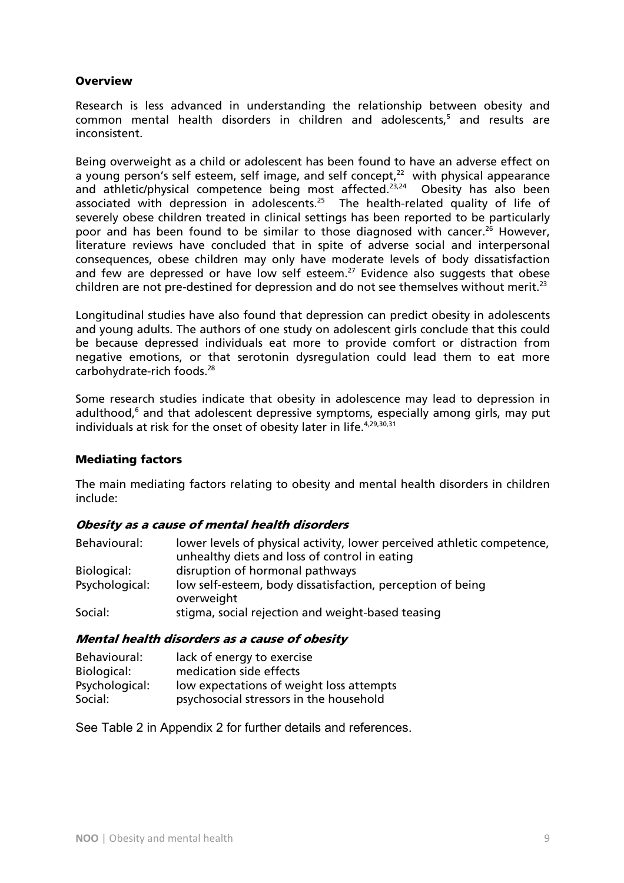## Overview

Research is less advanced in understanding the relationship between obesity and common mental health disorders in children and adolescents,[5] and results are inconsistent.

Being overweight as a child or adolescent has been found to have an adverse effect on a young person's self esteem, self image, and self concept,[22] with physical appearance and athletic/physical competence being most affected.[23,24] Obesity has also been associated with depression in adolescents.[25] The health-related quality of life of severely obese children treated in clinical settings has been reported to be particularly poor and has been found to be similar to those diagnosed with cancer.[26] However, literature reviews have concluded that in spite of adverse social and interpersonal consequences, obese children may only have moderate levels of body dissatisfaction and few are depressed or have low self esteem.[27] Evidence also suggests that obese children are not pre-destined for depression and do not see themselves without merit.[23]

Longitudinal studies have also found that depression can predict obesity in adolescents and young adults. The authors of one study on adolescent girls conclude that this could be because depressed individuals eat more to provide comfort or distraction from negative emotions, or that serotonin dysregulation could lead them to eat more carbohydrate-rich foods.[28]

Some research studies indicate that obesity in adolescence may lead to depression in adulthood,[6] and that adolescent depressive symptoms, especially among girls, may put individuals at risk for the onset of obesity later in life.[4,29,30,31]

## Mediating factors

The main mediating factors relating to obesity and mental health disorders in children include:

### *Obesity as a cause of mental health disorders*

| | |
|---|---|
| Behavioural: | lower levels of physical activity, lower perceived athletic competence, unhealthy diets and loss of control in eating |
| Biological: | disruption of hormonal pathways |
| Psychological: | low self-esteem, body dissatisfaction, perception of being overweight |
| Social: | stigma, social rejection and weight-based teasing |

### *Mental health disorders as a cause of obesity*

| | |
|---|---|
| Behavioural: | lack of energy to exercise |
| Biological: | medication side effects |
| Psychological: | low expectations of weight loss attempts |
| Social: | psychosocial stressors in the household |

See Table 2 in Appendix 2 for further details and references.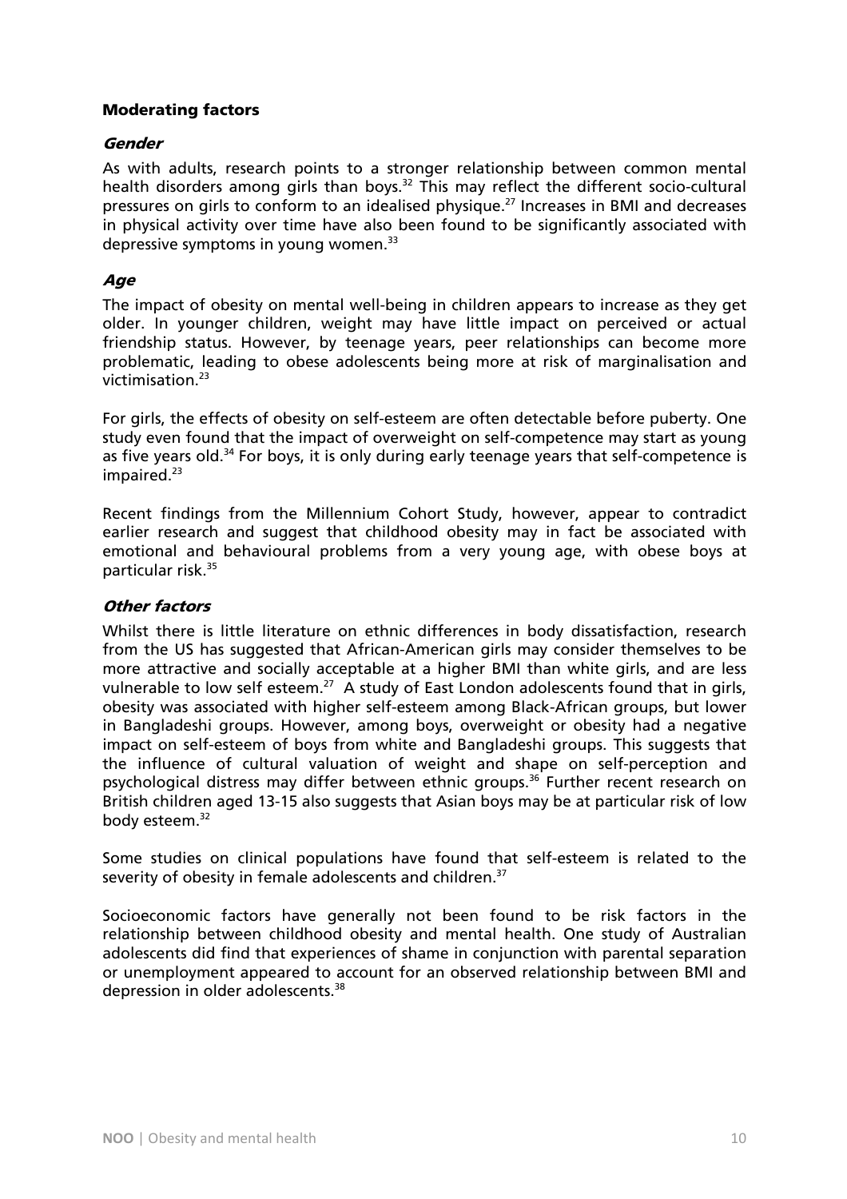## Moderating factors

### *Gender*

As with adults, research points to a stronger relationship between common mental health disorders among girls than boys.[32] This may reflect the different socio-cultural pressures on girls to conform to an idealised physique.[27] Increases in BMI and decreases in physical activity over time have also been found to be significantly associated with depressive symptoms in young women.[33]

### *Age*

The impact of obesity on mental well-being in children appears to increase as they get older. In younger children, weight may have little impact on perceived or actual friendship status. However, by teenage years, peer relationships can become more problematic, leading to obese adolescents being more at risk of marginalisation and victimisation.[23]

For girls, the effects of obesity on self-esteem are often detectable before puberty. One study even found that the impact of overweight on self-competence may start as young as five years old.[34] For boys, it is only during early teenage years that self-competence is impaired.[23]

Recent findings from the Millennium Cohort Study, however, appear to contradict earlier research and suggest that childhood obesity may in fact be associated with emotional and behavioural problems from a very young age, with obese boys at particular risk.[35]

### *Other factors*

Whilst there is little literature on ethnic differences in body dissatisfaction, research from the US has suggested that African-American girls may consider themselves to be more attractive and socially acceptable at a higher BMI than white girls, and are less vulnerable to low self esteem.[27] A study of East London adolescents found that in girls, obesity was associated with higher self-esteem among Black-African groups, but lower in Bangladeshi groups. However, among boys, overweight or obesity had a negative impact on self-esteem of boys from white and Bangladeshi groups. This suggests that the influence of cultural valuation of weight and shape on self-perception and psychological distress may differ between ethnic groups.[36] Further recent research on British children aged 13-15 also suggests that Asian boys may be at particular risk of low body esteem.[32]

Some studies on clinical populations have found that self-esteem is related to the severity of obesity in female adolescents and children.[37]

Socioeconomic factors have generally not been found to be risk factors in the relationship between childhood obesity and mental health. One study of Australian adolescents did find that experiences of shame in conjunction with parental separation or unemployment appeared to account for an observed relationship between BMI and depression in older adolescents.[38]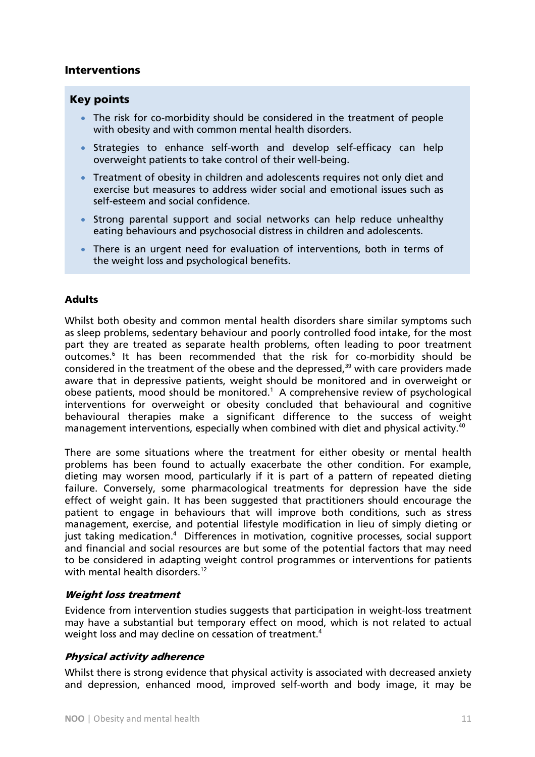## Interventions

### Key points

- The risk for co-morbidity should be considered in the treatment of people with obesity and with common mental health disorders.
- Strategies to enhance self-worth and develop self-efficacy can help overweight patients to take control of their well-being.
- Treatment of obesity in children and adolescents requires not only diet and exercise but measures to address wider social and emotional issues such as self-esteem and social confidence.
- Strong parental support and social networks can help reduce unhealthy eating behaviours and psychosocial distress in children and adolescents.
- There is an urgent need for evaluation of interventions, both in terms of the weight loss and psychological benefits.

### Adults

Whilst both obesity and common mental health disorders share similar symptoms such as sleep problems, sedentary behaviour and poorly controlled food intake, for the most part they are treated as separate health problems, often leading to poor treatment outcomes.[6] It has been recommended that the risk for co-morbidity should be considered in the treatment of the obese and the depressed,[39] with care providers made aware that in depressive patients, weight should be monitored and in overweight or obese patients, mood should be monitored.[1] A comprehensive review of psychological interventions for overweight or obesity concluded that behavioural and cognitive behavioural therapies make a significant difference to the success of weight management interventions, especially when combined with diet and physical activity.[40]

There are some situations where the treatment for either obesity or mental health problems has been found to actually exacerbate the other condition. For example, dieting may worsen mood, particularly if it is part of a pattern of repeated dieting failure. Conversely, some pharmacological treatments for depression have the side effect of weight gain. It has been suggested that practitioners should encourage the patient to engage in behaviours that will improve both conditions, such as stress management, exercise, and potential lifestyle modification in lieu of simply dieting or just taking medication.[4] Differences in motivation, cognitive processes, social support and financial and social resources are but some of the potential factors that may need to be considered in adapting weight control programmes or interventions for patients with mental health disorders.[12]

#### *Weight loss treatment*

Evidence from intervention studies suggests that participation in weight-loss treatment may have a substantial but temporary effect on mood, which is not related to actual weight loss and may decline on cessation of treatment.[4]

#### *Physical activity adherence*

Whilst there is strong evidence that physical activity is associated with decreased anxiety and depression, enhanced mood, improved self-worth and body image, it may be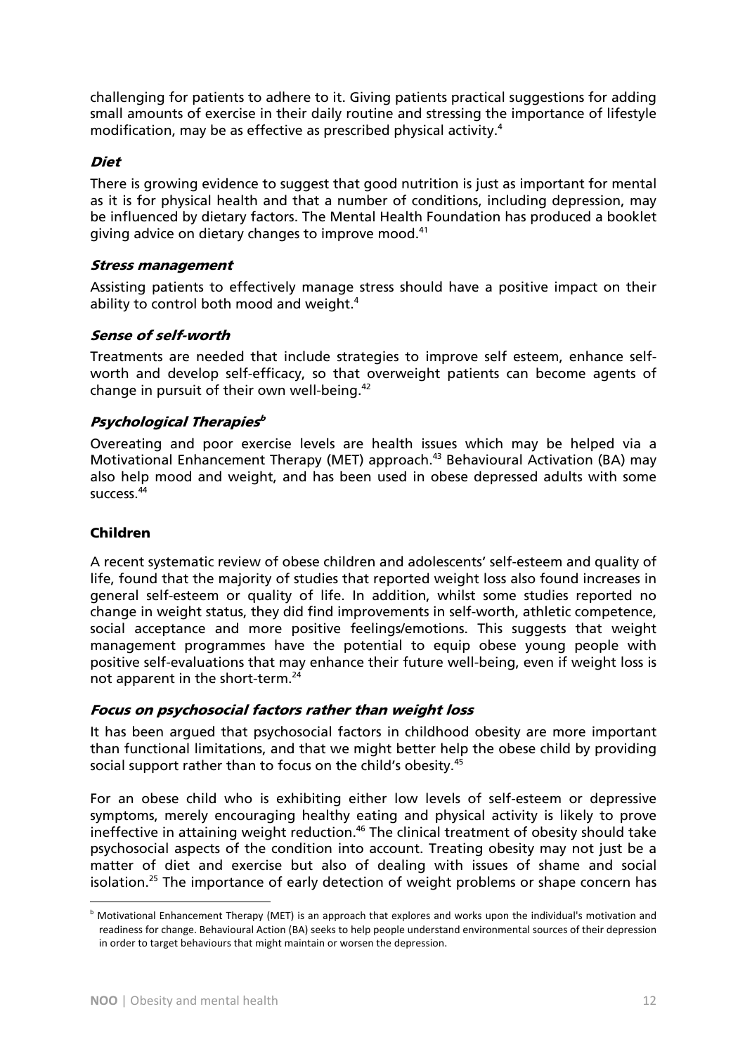challenging for patients to adhere to it. Giving patients practical suggestions for adding small amounts of exercise in their daily routine and stressing the importance of lifestyle modification, may be as effective as prescribed physical activity.[4]

#### *Diet*

There is growing evidence to suggest that good nutrition is just as important for mental as it is for physical health and that a number of conditions, including depression, may be influenced by dietary factors. The Mental Health Foundation has produced a booklet giving advice on dietary changes to improve mood.[41]

#### *Stress management*

Assisting patients to effectively manage stress should have a positive impact on their ability to control both mood and weight.[4]

#### *Sense of self-worth*

Treatments are needed that include strategies to improve self esteem, enhance self-worth and develop self-efficacy, so that overweight patients can become agents of change in pursuit of their own well-being.[42]

#### *Psychological Therapies*[b]

Overeating and poor exercise levels are health issues which may be helped via a Motivational Enhancement Therapy (MET) approach.[43] Behavioural Activation (BA) may also help mood and weight, and has been used in obese depressed adults with some success.[44]

### Children

A recent systematic review of obese children and adolescents' self-esteem and quality of life, found that the majority of studies that reported weight loss also found increases in general self-esteem or quality of life. In addition, whilst some studies reported no change in weight status, they did find improvements in self-worth, athletic competence, social acceptance and more positive feelings/emotions. This suggests that weight management programmes have the potential to equip obese young people with positive self-evaluations that may enhance their future well-being, even if weight loss is not apparent in the short-term.[24]

#### *Focus on psychosocial factors rather than weight loss*

It has been argued that psychosocial factors in childhood obesity are more important than functional limitations, and that we might better help the obese child by providing social support rather than to focus on the child's obesity.[45]

For an obese child who is exhibiting either low levels of self-esteem or depressive symptoms, merely encouraging healthy eating and physical activity is likely to prove ineffective in attaining weight reduction.[46] The clinical treatment of obesity should take psychosocial aspects of the condition into account. Treating obesity may not just be a matter of diet and exercise but also of dealing with issues of shame and social isolation.[25] The importance of early detection of weight problems or shape concern has

[b] Motivational Enhancement Therapy (MET) is an approach that explores and works upon the individual's motivation and readiness for change. Behavioural Action (BA) seeks to help people understand environmental sources of their depression in order to target behaviours that might maintain or worsen the depression.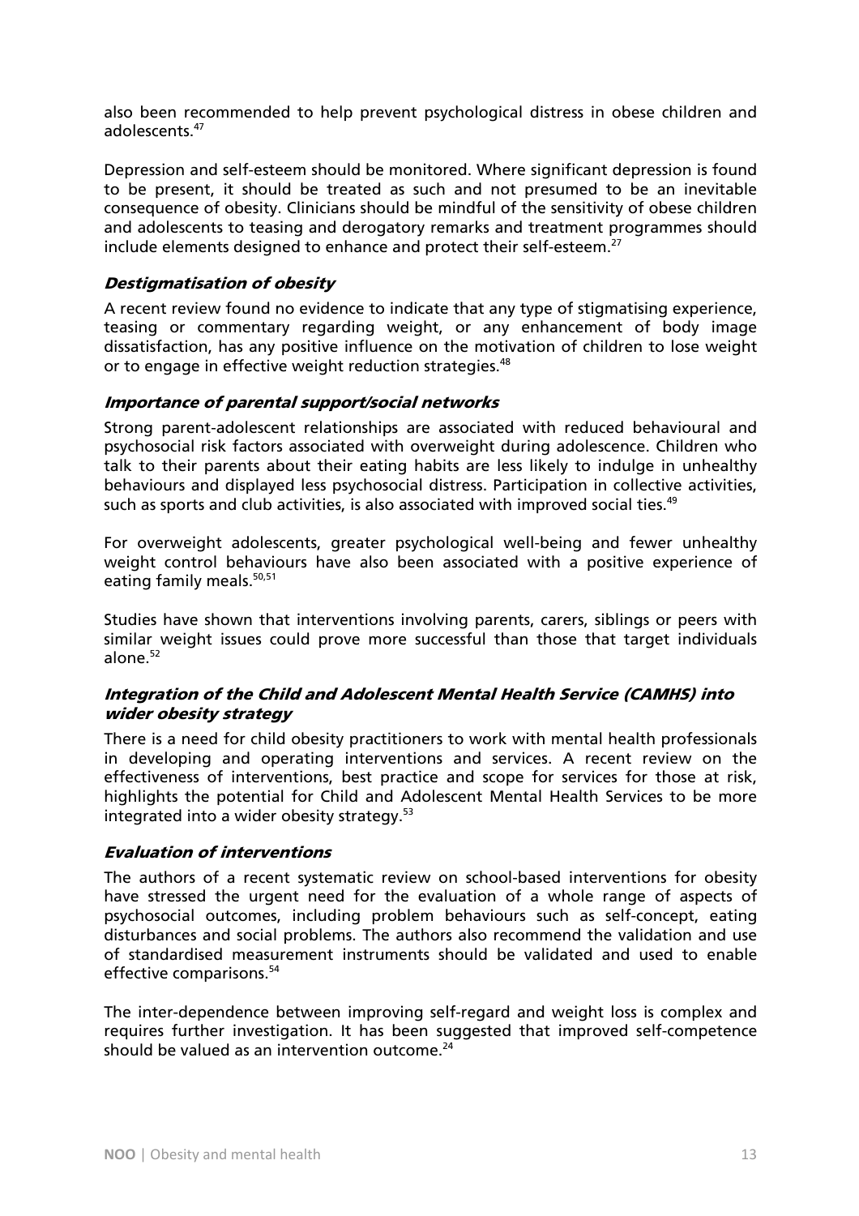also been recommended to help prevent psychological distress in obese children and adolescents.[47]

Depression and self-esteem should be monitored. Where significant depression is found to be present, it should be treated as such and not presumed to be an inevitable consequence of obesity. Clinicians should be mindful of the sensitivity of obese children and adolescents to teasing and derogatory remarks and treatment programmes should include elements designed to enhance and protect their self-esteem.[27]

#### *Destigmatisation of obesity*

A recent review found no evidence to indicate that any type of stigmatising experience, teasing or commentary regarding weight, or any enhancement of body image dissatisfaction, has any positive influence on the motivation of children to lose weight or to engage in effective weight reduction strategies.[48]

#### *Importance of parental support/social networks*

Strong parent-adolescent relationships are associated with reduced behavioural and psychosocial risk factors associated with overweight during adolescence. Children who talk to their parents about their eating habits are less likely to indulge in unhealthy behaviours and displayed less psychosocial distress. Participation in collective activities, such as sports and club activities, is also associated with improved social ties.[49]

For overweight adolescents, greater psychological well-being and fewer unhealthy weight control behaviours have also been associated with a positive experience of eating family meals.[50,51]

Studies have shown that interventions involving parents, carers, siblings or peers with similar weight issues could prove more successful than those that target individuals alone.[52]

#### *Integration of the Child and Adolescent Mental Health Service (CAMHS) into wider obesity strategy*

There is a need for child obesity practitioners to work with mental health professionals in developing and operating interventions and services. A recent review on the effectiveness of interventions, best practice and scope for services for those at risk, highlights the potential for Child and Adolescent Mental Health Services to be more integrated into a wider obesity strategy.[53]

#### *Evaluation of interventions*

The authors of a recent systematic review on school-based interventions for obesity have stressed the urgent need for the evaluation of a whole range of aspects of psychosocial outcomes, including problem behaviours such as self-concept, eating disturbances and social problems. The authors also recommend the validation and use of standardised measurement instruments should be validated and used to enable effective comparisons.[54]

The inter-dependence between improving self-regard and weight loss is complex and requires further investigation. It has been suggested that improved self-competence should be valued as an intervention outcome.[24]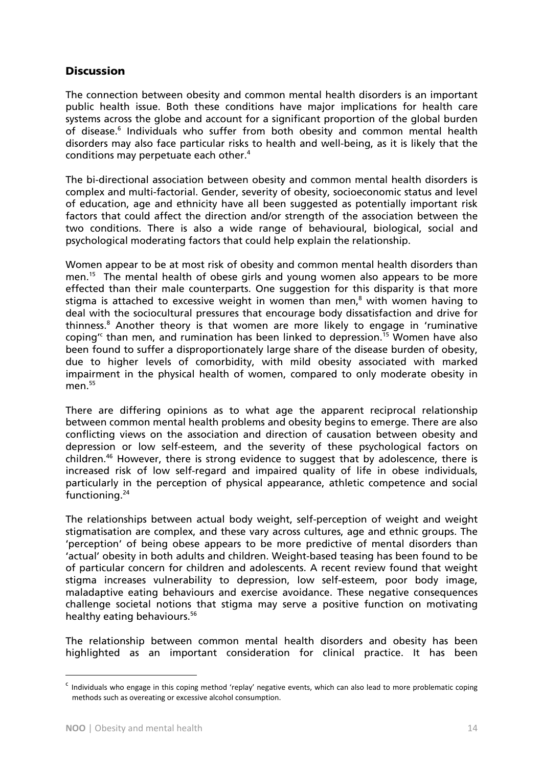## Discussion

The connection between obesity and common mental health disorders is an important public health issue. Both these conditions have major implications for health care systems across the globe and account for a significant proportion of the global burden of disease.[6] Individuals who suffer from both obesity and common mental health disorders may also face particular risks to health and well-being, as it is likely that the conditions may perpetuate each other.[4]

The bi-directional association between obesity and common mental health disorders is complex and multi-factorial. Gender, severity of obesity, socioeconomic status and level of education, age and ethnicity have all been suggested as potentially important risk factors that could affect the direction and/or strength of the association between the two conditions. There is also a wide range of behavioural, biological, social and psychological moderating factors that could help explain the relationship.

Women appear to be at most risk of obesity and common mental health disorders than men.[15] The mental health of obese girls and young women also appears to be more effected than their male counterparts. One suggestion for this disparity is that more stigma is attached to excessive weight in women than men,[8] with women having to deal with the sociocultural pressures that encourage body dissatisfaction and drive for thinness.[8] Another theory is that women are more likely to engage in 'ruminative coping'[c] than men, and rumination has been linked to depression.[15] Women have also been found to suffer a disproportionately large share of the disease burden of obesity, due to higher levels of comorbidity, with mild obesity associated with marked impairment in the physical health of women, compared to only moderate obesity in men.[55]

There are differing opinions as to what age the apparent reciprocal relationship between common mental health problems and obesity begins to emerge. There are also conflicting views on the association and direction of causation between obesity and depression or low self-esteem, and the severity of these psychological factors on children.[46] However, there is strong evidence to suggest that by adolescence, there is increased risk of low self-regard and impaired quality of life in obese individuals, particularly in the perception of physical appearance, athletic competence and social functioning.[24]

The relationships between actual body weight, self-perception of weight and weight stigmatisation are complex, and these vary across cultures, age and ethnic groups. The 'perception' of being obese appears to be more predictive of mental disorders than 'actual' obesity in both adults and children. Weight-based teasing has been found to be of particular concern for children and adolescents. A recent review found that weight stigma increases vulnerability to depression, low self-esteem, poor body image, maladaptive eating behaviours and exercise avoidance. These negative consequences challenge societal notions that stigma may serve a positive function on motivating healthy eating behaviours.[56]

The relationship between common mental health disorders and obesity has been highlighted as an important consideration for clinical practice. It has been

---

[c] Individuals who engage in this coping method 'replay' negative events, which can also lead to more problematic coping methods such as overeating or excessive alcohol consumption.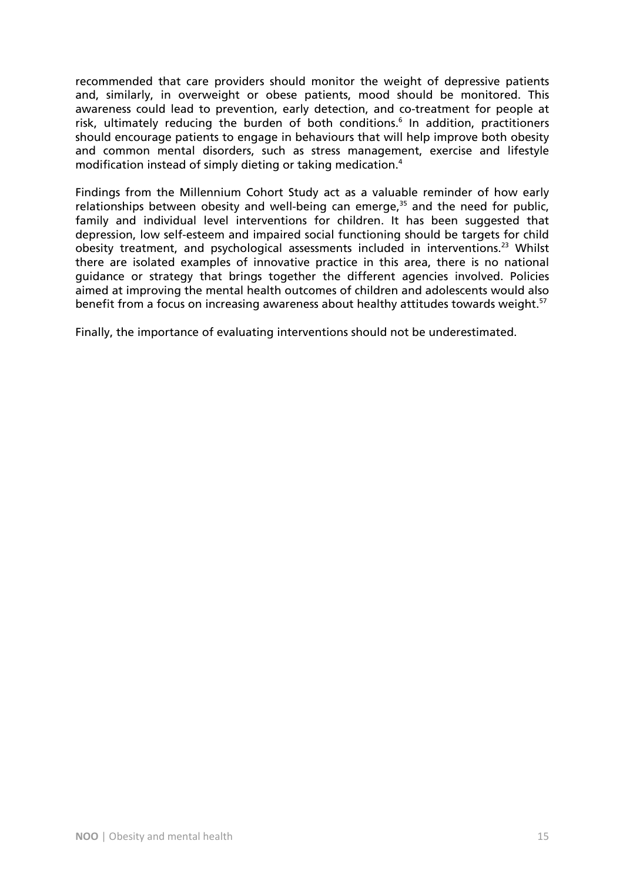recommended that care providers should monitor the weight of depressive patients and, similarly, in overweight or obese patients, mood should be monitored. This awareness could lead to prevention, early detection, and co-treatment for people at risk, ultimately reducing the burden of both conditions.[6] In addition, practitioners should encourage patients to engage in behaviours that will help improve both obesity and common mental disorders, such as stress management, exercise and lifestyle modification instead of simply dieting or taking medication.[4]

Findings from the Millennium Cohort Study act as a valuable reminder of how early relationships between obesity and well-being can emerge,[35] and the need for public, family and individual level interventions for children. It has been suggested that depression, low self-esteem and impaired social functioning should be targets for child obesity treatment, and psychological assessments included in interventions.[23] Whilst there are isolated examples of innovative practice in this area, there is no national guidance or strategy that brings together the different agencies involved. Policies aimed at improving the mental health outcomes of children and adolescents would also benefit from a focus on increasing awareness about healthy attitudes towards weight.[57]

Finally, the importance of evaluating interventions should not be underestimated.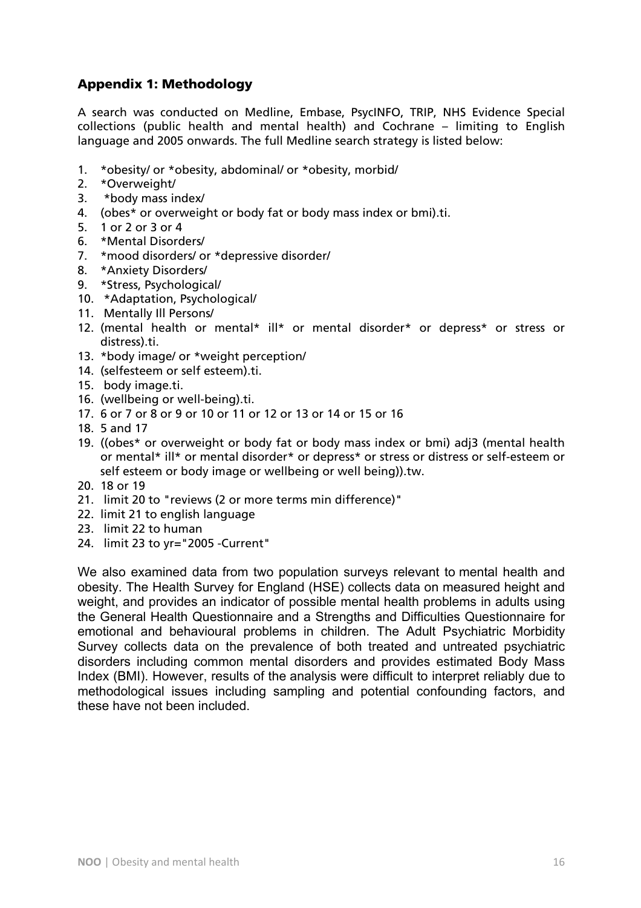## Appendix 1: Methodology

A search was conducted on Medline, Embase, PsycINFO, TRIP, NHS Evidence Special collections (public health and mental health) and Cochrane – limiting to English language and 2005 onwards. The full Medline search strategy is listed below:

1. *obesity/ or *obesity, abdominal/ or *obesity, morbid/
2. *Overweight/
3. *body mass index/
4. (obes* or overweight or body fat or body mass index or bmi).ti.
5. 1 or 2 or 3 or 4
6. *Mental Disorders/
7. *mood disorders/ or *depressive disorder/
8. *Anxiety Disorders/
9. *Stress, Psychological/
10. *Adaptation, Psychological/
11. Mentally Ill Persons/
12. (mental health or mental* ill* or mental disorder* or depress* or stress or distress).ti.
13. *body image/ or *weight perception/
14. (selfesteem or self esteem).ti.
15. body image.ti.
16. (wellbeing or well-being).ti.
17. 6 or 7 or 8 or 9 or 10 or 11 or 12 or 13 or 14 or 15 or 16
18. 5 and 17
19. ((obes* or overweight or body fat or body mass index or bmi) adj3 (mental health or mental* ill* or mental disorder* or depress* or stress or distress or self-esteem or self esteem or body image or wellbeing or well being)).tw.
20. 18 or 19
21. limit 20 to "reviews (2 or more terms min difference)"
22. limit 21 to english language
23. limit 22 to human
24. limit 23 to yr="2005 -Current"

We also examined data from two population surveys relevant to mental health and obesity. The Health Survey for England (HSE) collects data on measured height and weight, and provides an indicator of possible mental health problems in adults using the General Health Questionnaire and a Strengths and Difficulties Questionnaire for emotional and behavioural problems in children. The Adult Psychiatric Morbidity Survey collects data on the prevalence of both treated and untreated psychiatric disorders including common mental disorders and provides estimated Body Mass Index (BMI). However, results of the analysis were difficult to interpret reliably due to methodological issues including sampling and potential confounding factors, and these have not been included.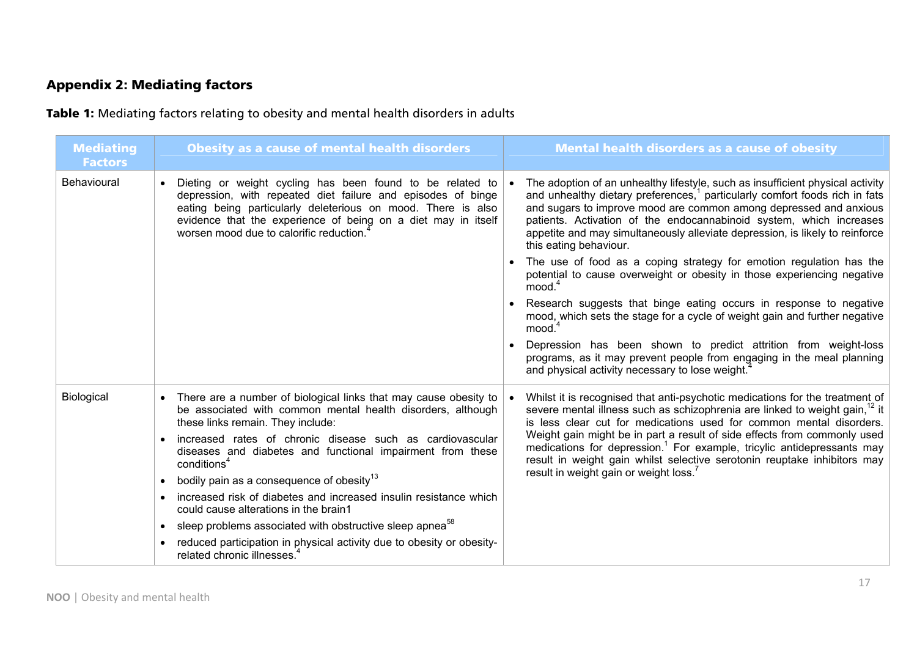## Appendix 2: Mediating factors

**Table 1:** Mediating factors relating to obesity and mental health disorders in adults

| Mediating Factors | Obesity as a cause of mental health disorders | Mental health disorders as a cause of obesity |
|---|---|---|
| Behavioural | • Dieting or weight cycling has been found to be related to depression, with repeated diet failure and episodes of binge eating being particularly deleterious on mood. There is also evidence that the experience of being on a diet may in itself worsen mood due to calorific reduction.[4] | • The adoption of an unhealthy lifestyle, such as insufficient physical activity and unhealthy dietary preferences,[1] particularly comfort foods rich in fats and sugars to improve mood are common among depressed and anxious patients. Activation of the endocannabinoid system, which increases appetite and may simultaneously alleviate depression, is likely to reinforce this eating behaviour.<br>• The use of food as a coping strategy for emotion regulation has the potential to cause overweight or obesity in those experiencing negative mood.[4]<br>• Research suggests that binge eating occurs in response to negative mood, which sets the stage for a cycle of weight gain and further negative mood.[4]<br>• Depression has been shown to predict attrition from weight-loss programs, as it may prevent people from engaging in the meal planning and physical activity necessary to lose weight.[4] |
| Biological | • There are a number of biological links that may cause obesity to be associated with common mental health disorders, although these links remain. They include:<br>• increased rates of chronic disease such as cardiovascular diseases and diabetes and functional impairment from these conditions[4]<br>• bodily pain as a consequence of obesity[13]<br>• increased risk of diabetes and increased insulin resistance which could cause alterations in the brain1<br>• sleep problems associated with obstructive sleep apnea[58]<br>• reduced participation in physical activity due to obesity or obesity-related chronic illnesses.[4] | • Whilst it is recognised that anti-psychotic medications for the treatment of severe mental illness such as schizophrenia are linked to weight gain,[12] it is less clear cut for medications used for common mental disorders. Weight gain might be in part a result of side effects from commonly used medications for depression.[1] For example, tricylic antidepressants may result in weight gain whilst selective serotonin reuptake inhibitors may result in weight gain or weight loss.[7] |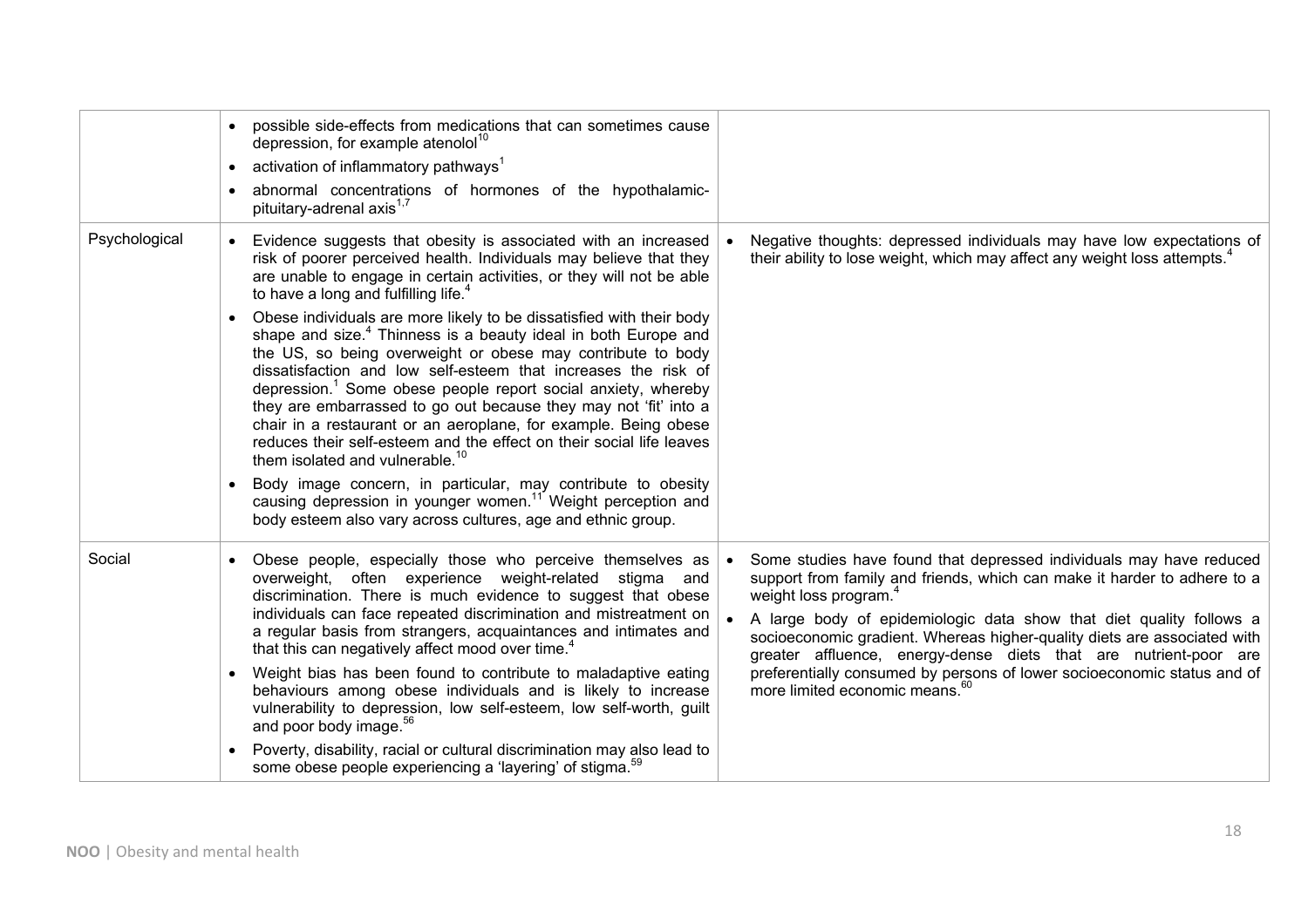| | | |
|---|---|---|
| | • possible side-effects from medications that can sometimes cause depression, for example atenolol[10]<br>• activation of inflammatory pathways[1]<br>• abnormal concentrations of hormones of the hypothalamic-pituitary-adrenal axis[1,7] | |
| Psychological | • Evidence suggests that obesity is associated with an increased risk of poorer perceived health. Individuals may believe that they are unable to engage in certain activities, or they will not be able to have a long and fulfilling life.[4]<br>• Obese individuals are more likely to be dissatisfied with their body shape and size.[4] Thinness is a beauty ideal in both Europe and the US, so being overweight or obese may contribute to body dissatisfaction and low self-esteem that increases the risk of depression.[1] Some obese people report social anxiety, whereby they are embarrassed to go out because they may not 'fit' into a chair in a restaurant or an aeroplane, for example. Being obese reduces their self-esteem and the effect on their social life leaves them isolated and vulnerable.[10]<br>• Body image concern, in particular, may contribute to obesity causing depression in younger women.[11] Weight perception and body esteem also vary across cultures, age and ethnic group. | • Negative thoughts: depressed individuals may have low expectations of their ability to lose weight, which may affect any weight loss attempts.[4] |
| Social | • Obese people, especially those who perceive themselves as overweight, often experience weight-related stigma and discrimination. There is much evidence to suggest that obese individuals can face repeated discrimination and mistreatment on a regular basis from strangers, acquaintances and intimates and that this can negatively affect mood over time.[4]<br>• Weight bias has been found to contribute to maladaptive eating behaviours among obese individuals and is likely to increase vulnerability to depression, low self-esteem, low self-worth, guilt and poor body image.[56]<br>• Poverty, disability, racial or cultural discrimination may also lead to some obese people experiencing a 'layering' of stigma.[59] | • Some studies have found that depressed individuals may have reduced support from family and friends, which can make it harder to adhere to a weight loss program.[4]<br>• A large body of epidemiologic data show that diet quality follows a socioeconomic gradient. Whereas higher-quality diets are associated with greater affluence, energy-dense diets that are nutrient-poor are preferentially consumed by persons of lower socioeconomic status and of more limited economic means.[60] |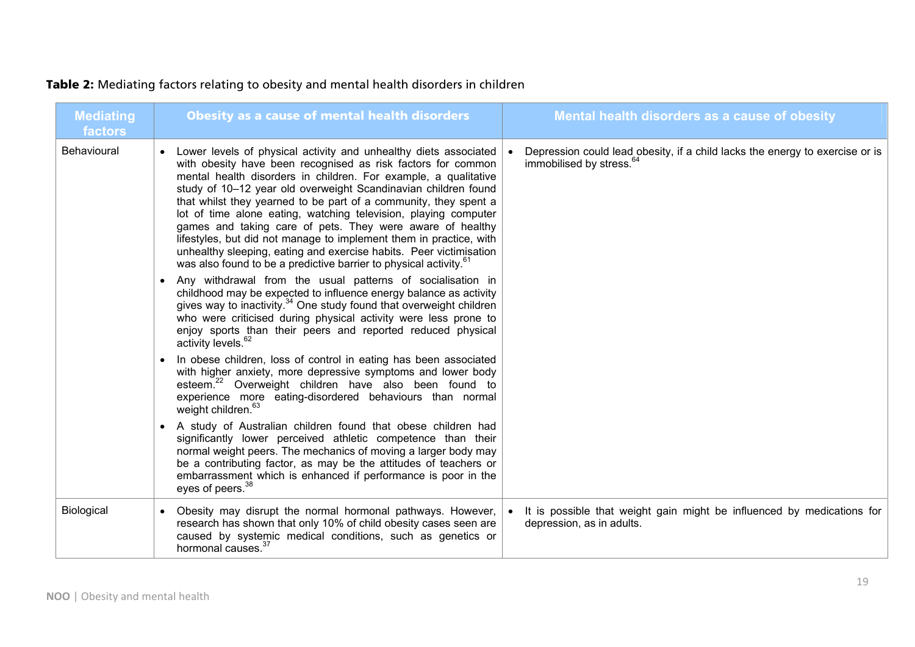**Table 2:** Mediating factors relating to obesity and mental health disorders in children

| Mediating factors | Obesity as a cause of mental health disorders | Mental health disorders as a cause of obesity |
|---|---|---|
| Behavioural | • Lower levels of physical activity and unhealthy diets associated with obesity have been recognised as risk factors for common mental health disorders in children. For example, a qualitative study of 10–12 year old overweight Scandinavian children found that whilst they yearned to be part of a community, they spent a lot of time alone eating, watching television, playing computer games and taking care of pets. They were aware of healthy lifestyles, but did not manage to implement them in practice, with unhealthy sleeping, eating and exercise habits. Peer victimisation was also found to be a predictive barrier to physical activity.[61]<br>• Any withdrawal from the usual patterns of socialisation in childhood may be expected to influence energy balance as activity gives way to inactivity.[34] One study found that overweight children who were criticised during physical activity were less prone to enjoy sports than their peers and reported reduced physical activity levels.[62]<br>• In obese children, loss of control in eating has been associated with higher anxiety, more depressive symptoms and lower body esteem.[22] Overweight children have also been found to experience more eating-disordered behaviours than normal weight children.[63]<br>• A study of Australian children found that obese children had significantly lower perceived athletic competence than their normal weight peers. The mechanics of moving a larger body may be a contributing factor, as may be the attitudes of teachers or embarrassment which is enhanced if performance is poor in the eyes of peers.[38] | • Depression could lead obesity, if a child lacks the energy to exercise or is immobilised by stress.[64] |
| Biological | • Obesity may disrupt the normal hormonal pathways. However, research has shown that only 10% of child obesity cases seen are caused by systemic medical conditions, such as genetics or hormonal causes.[37] | • It is possible that weight gain might be influenced by medications for depression, as in adults. |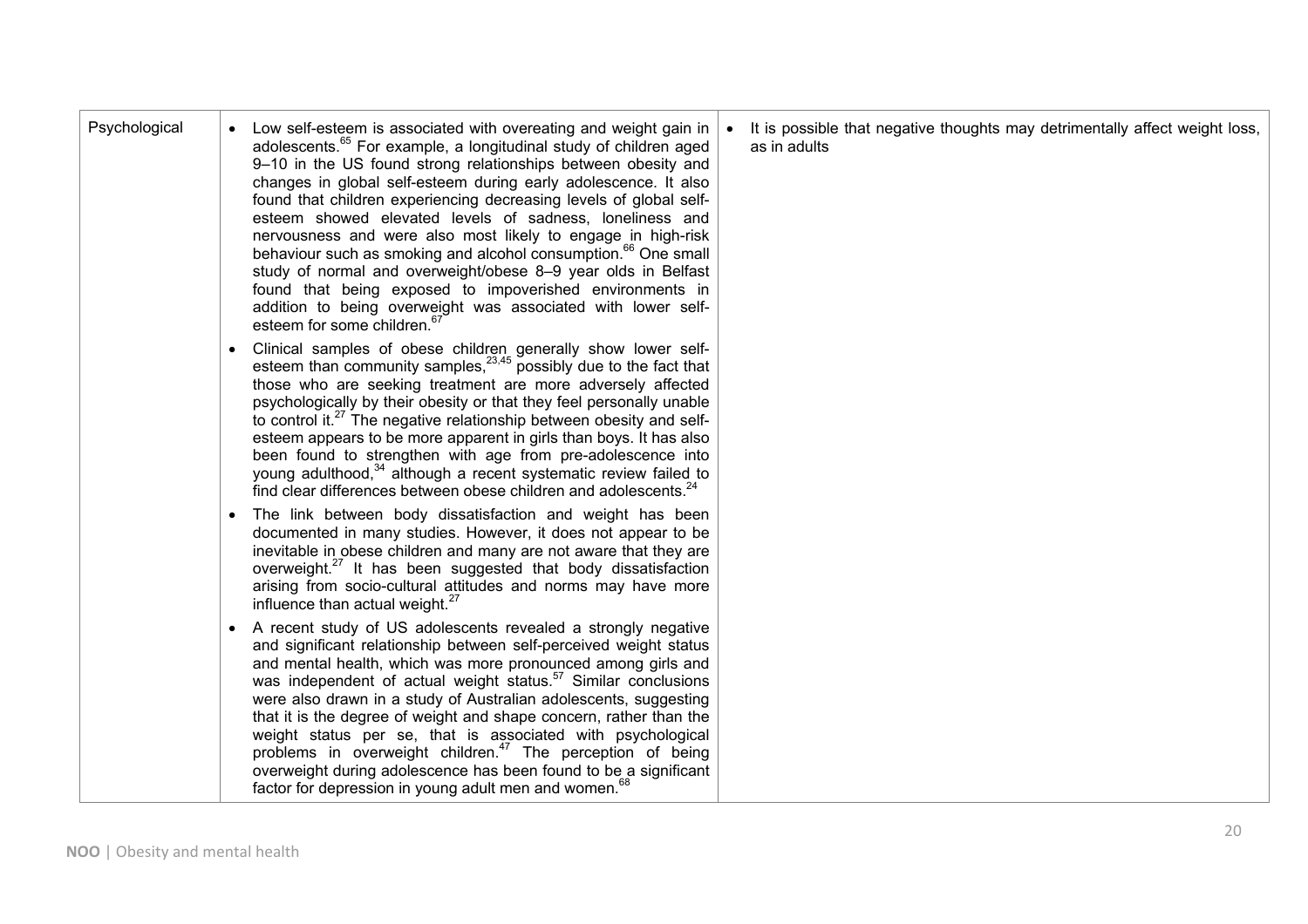| | | |
|---|---|---|
| Psychological | • Low self-esteem is associated with overeating and weight gain in adolescents.[65] For example, a longitudinal study of children aged 9–10 in the US found strong relationships between obesity and changes in global self-esteem during early adolescence. It also found that children experiencing decreasing levels of global self-esteem showed elevated levels of sadness, loneliness and nervousness and were also most likely to engage in high-risk behaviour such as smoking and alcohol consumption.[66] One small study of normal and overweight/obese 8–9 year olds in Belfast found that being exposed to impoverished environments in addition to being overweight was associated with lower self-esteem for some children.[67]<br>• Clinical samples of obese children generally show lower self-esteem than community samples,[23,45] possibly due to the fact that those who are seeking treatment are more adversely affected psychologically by their obesity or that they feel personally unable to control it.[27] The negative relationship between obesity and self-esteem appears to be more apparent in girls than boys. It has also been found to strengthen with age from pre-adolescence into young adulthood,[34] although a recent systematic review failed to find clear differences between obese children and adolescents.[24]<br>• The link between body dissatisfaction and weight has been documented in many studies. However, it does not appear to be inevitable in obese children and many are not aware that they are overweight.[27] It has been suggested that body dissatisfaction arising from socio-cultural attitudes and norms may have more influence than actual weight.[27]<br>• A recent study of US adolescents revealed a strongly negative and significant relationship between self-perceived weight status and mental health, which was more pronounced among girls and was independent of actual weight status.[57] Similar conclusions were also drawn in a study of Australian adolescents, suggesting that it is the degree of weight and shape concern, rather than the weight status per se, that is associated with psychological problems in overweight children.[47] The perception of being overweight during adolescence has been found to be a significant factor for depression in young adult men and women.[68] | • It is possible that negative thoughts may detrimentally affect weight loss, as in adults |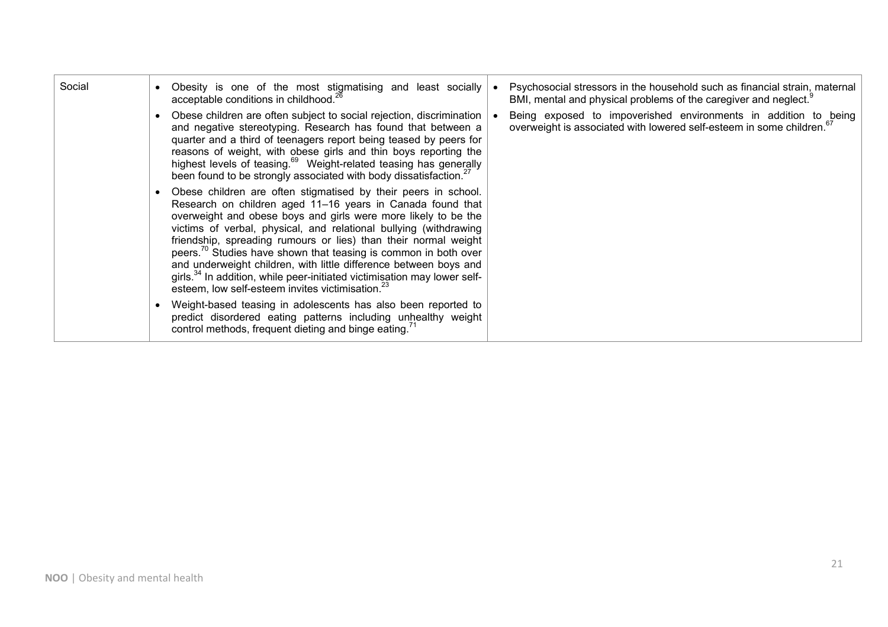| | | |
|---|---|---|
| Social | • Obesity is one of the most stigmatising and least socially acceptable conditions in childhood.[26]<br>• Obese children are often subject to social rejection, discrimination and negative stereotyping. Research has found that between a quarter and a third of teenagers report being teased by peers for reasons of weight, with obese girls and thin boys reporting the highest levels of teasing.[69] Weight-related teasing has generally been found to be strongly associated with body dissatisfaction.[27]<br>• Obese children are often stigmatised by their peers in school. Research on children aged 11–16 years in Canada found that overweight and obese boys and girls were more likely to be the victims of verbal, physical, and relational bullying (withdrawing friendship, spreading rumours or lies) than their normal weight peers.[70] Studies have shown that teasing is common in both over and underweight children, with little difference between boys and girls.[34] In addition, while peer-initiated victimisation may lower self-esteem, low self-esteem invites victimisation.[23]<br>• Weight-based teasing in adolescents has also been reported to predict disordered eating patterns including unhealthy weight control methods, frequent dieting and binge eating.[71] | • Psychosocial stressors in the household such as financial strain, maternal BMI, mental and physical problems of the caregiver and neglect.[9]<br>• Being exposed to impoverished environments in addition to being overweight is associated with lowered self-esteem in some children.[67] |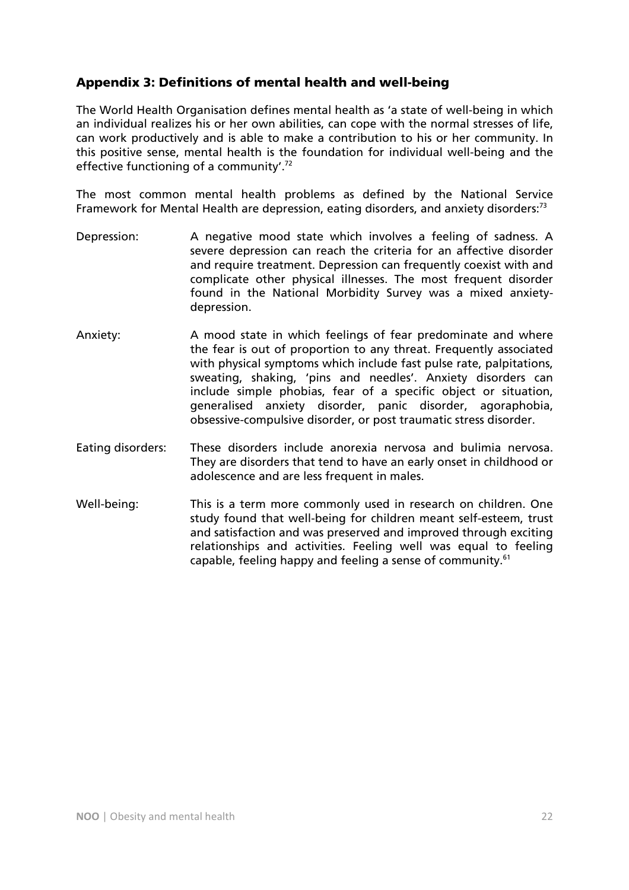## Appendix 3: Definitions of mental health and well-being

The World Health Organisation defines mental health as 'a state of well-being in which an individual realizes his or her own abilities, can cope with the normal stresses of life, can work productively and is able to make a contribution to his or her community. In this positive sense, mental health is the foundation for individual well-being and the effective functioning of a community'.[72]

The most common mental health problems as defined by the National Service Framework for Mental Health are depression, eating disorders, and anxiety disorders:[73]

Depression: A negative mood state which involves a feeling of sadness. A severe depression can reach the criteria for an affective disorder and require treatment. Depression can frequently coexist with and complicate other physical illnesses. The most frequent disorder found in the National Morbidity Survey was a mixed anxiety-depression.

Anxiety: A mood state in which feelings of fear predominate and where the fear is out of proportion to any threat. Frequently associated with physical symptoms which include fast pulse rate, palpitations, sweating, shaking, 'pins and needles'. Anxiety disorders can include simple phobias, fear of a specific object or situation, generalised anxiety disorder, panic disorder, agoraphobia, obsessive-compulsive disorder, or post traumatic stress disorder.

Eating disorders: These disorders include anorexia nervosa and bulimia nervosa. They are disorders that tend to have an early onset in childhood or adolescence and are less frequent in males.

Well-being: This is a term more commonly used in research on children. One study found that well-being for children meant self-esteem, trust and satisfaction and was preserved and improved through exciting relationships and activities. Feeling well was equal to feeling capable, feeling happy and feeling a sense of community.[61]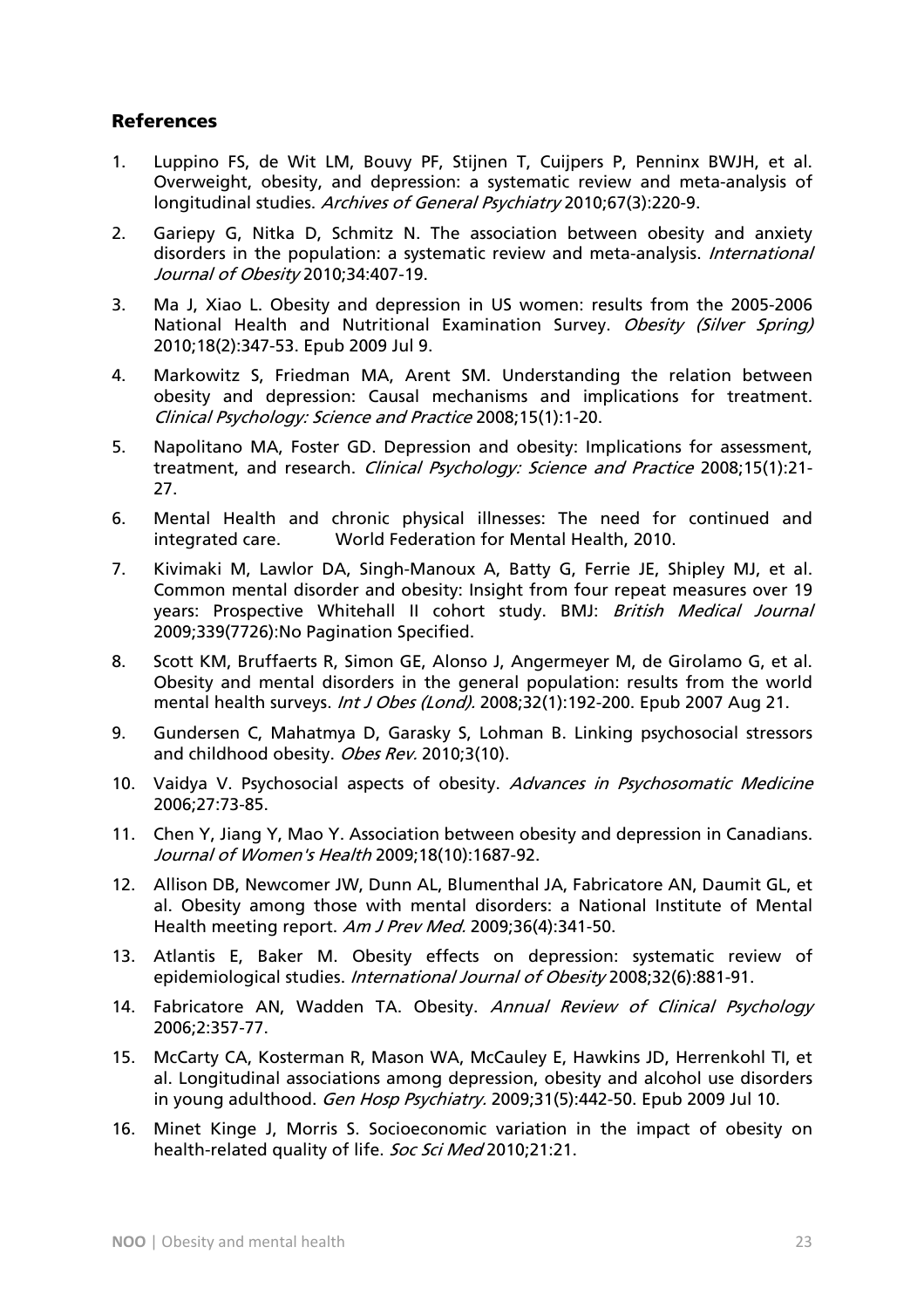## References

1. Luppino FS, de Wit LM, Bouvy PF, Stijnen T, Cuijpers P, Penninx BWJH, et al. Overweight, obesity, and depression: a systematic review and meta-analysis of longitudinal studies. *Archives of General Psychiatry* 2010;67(3):220-9.
2. Gariepy G, Nitka D, Schmitz N. The association between obesity and anxiety disorders in the population: a systematic review and meta-analysis. *International Journal of Obesity* 2010;34:407-19.
3. Ma J, Xiao L. Obesity and depression in US women: results from the 2005-2006 National Health and Nutritional Examination Survey. *Obesity (Silver Spring)* 2010;18(2):347-53. Epub 2009 Jul 9.
4. Markowitz S, Friedman MA, Arent SM. Understanding the relation between obesity and depression: Causal mechanisms and implications for treatment. *Clinical Psychology: Science and Practice* 2008;15(1):1-20.
5. Napolitano MA, Foster GD. Depression and obesity: Implications for assessment, treatment, and research. *Clinical Psychology: Science and Practice* 2008;15(1):21-27.
6. Mental Health and chronic physical illnesses: The need for continued and integrated care. World Federation for Mental Health, 2010.
7. Kivimaki M, Lawlor DA, Singh-Manoux A, Batty G, Ferrie JE, Shipley MJ, et al. Common mental disorder and obesity: Insight from four repeat measures over 19 years: Prospective Whitehall II cohort study. BMJ: *British Medical Journal* 2009;339(7726):No Pagination Specified.
8. Scott KM, Bruffaerts R, Simon GE, Alonso J, Angermeyer M, de Girolamo G, et al. Obesity and mental disorders in the general population: results from the world mental health surveys. *Int J Obes (Lond).* 2008;32(1):192-200. Epub 2007 Aug 21.
9. Gundersen C, Mahatmya D, Garasky S, Lohman B. Linking psychosocial stressors and childhood obesity. *Obes Rev.* 2010;3(10).
10. Vaidya V. Psychosocial aspects of obesity. *Advances in Psychosomatic Medicine* 2006;27:73-85.
11. Chen Y, Jiang Y, Mao Y. Association between obesity and depression in Canadians. *Journal of Women's Health* 2009;18(10):1687-92.
12. Allison DB, Newcomer JW, Dunn AL, Blumenthal JA, Fabricatore AN, Daumit GL, et al. Obesity among those with mental disorders: a National Institute of Mental Health meeting report. *Am J Prev Med.* 2009;36(4):341-50.
13. Atlantis E, Baker M. Obesity effects on depression: systematic review of epidemiological studies. *International Journal of Obesity* 2008;32(6):881-91.
14. Fabricatore AN, Wadden TA. Obesity. *Annual Review of Clinical Psychology* 2006;2:357-77.
15. McCarty CA, Kosterman R, Mason WA, McCauley E, Hawkins JD, Herrenkohl TI, et al. Longitudinal associations among depression, obesity and alcohol use disorders in young adulthood. *Gen Hosp Psychiatry.* 2009;31(5):442-50. Epub 2009 Jul 10.
16. Minet Kinge J, Morris S. Socioeconomic variation in the impact of obesity on health-related quality of life. *Soc Sci Med* 2010;21:21.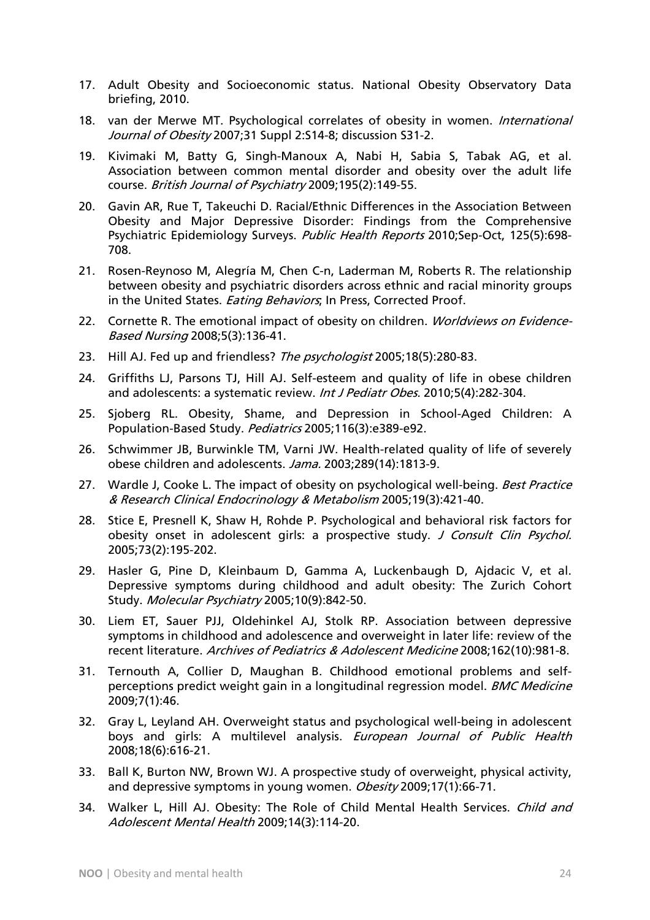17. Adult Obesity and Socioeconomic status. National Obesity Observatory Data briefing, 2010.
18. van der Merwe MT. Psychological correlates of obesity in women. *International Journal of Obesity* 2007;31 Suppl 2:S14-8; discussion S31-2.
19. Kivimaki M, Batty G, Singh-Manoux A, Nabi H, Sabia S, Tabak AG, et al. Association between common mental disorder and obesity over the adult life course. *British Journal of Psychiatry* 2009;195(2):149-55.
20. Gavin AR, Rue T, Takeuchi D. Racial/Ethnic Differences in the Association Between Obesity and Major Depressive Disorder: Findings from the Comprehensive Psychiatric Epidemiology Surveys. *Public Health Reports* 2010;Sep-Oct, 125(5):698-708.
21. Rosen-Reynoso M, Alegría M, Chen C-n, Laderman M, Roberts R. The relationship between obesity and psychiatric disorders across ethnic and racial minority groups in the United States. *Eating Behaviors*; In Press, Corrected Proof.
22. Cornette R. The emotional impact of obesity on children. *Worldviews on Evidence-Based Nursing* 2008;5(3):136-41.
23. Hill AJ. Fed up and friendless? *The psychologist* 2005;18(5):280-83.
24. Griffiths LJ, Parsons TJ, Hill AJ. Self-esteem and quality of life in obese children and adolescents: a systematic review. *Int J Pediatr Obes.* 2010;5(4):282-304.
25. Sjoberg RL. Obesity, Shame, and Depression in School-Aged Children: A Population-Based Study. *Pediatrics* 2005;116(3):e389-e92.
26. Schwimmer JB, Burwinkle TM, Varni JW. Health-related quality of life of severely obese children and adolescents. *Jama.* 2003;289(14):1813-9.
27. Wardle J, Cooke L. The impact of obesity on psychological well-being. *Best Practice & Research Clinical Endocrinology & Metabolism* 2005;19(3):421-40.
28. Stice E, Presnell K, Shaw H, Rohde P. Psychological and behavioral risk factors for obesity onset in adolescent girls: a prospective study. *J Consult Clin Psychol.* 2005;73(2):195-202.
29. Hasler G, Pine D, Kleinbaum D, Gamma A, Luckenbaugh D, Ajdacic V, et al. Depressive symptoms during childhood and adult obesity: The Zurich Cohort Study. *Molecular Psychiatry* 2005;10(9):842-50.
30. Liem ET, Sauer PJJ, Oldehinkel AJ, Stolk RP. Association between depressive symptoms in childhood and adolescence and overweight in later life: review of the recent literature. *Archives of Pediatrics & Adolescent Medicine* 2008;162(10):981-8.
31. Ternouth A, Collier D, Maughan B. Childhood emotional problems and self-perceptions predict weight gain in a longitudinal regression model. *BMC Medicine* 2009;7(1):46.
32. Gray L, Leyland AH. Overweight status and psychological well-being in adolescent boys and girls: A multilevel analysis. *European Journal of Public Health* 2008;18(6):616-21.
33. Ball K, Burton NW, Brown WJ. A prospective study of overweight, physical activity, and depressive symptoms in young women. *Obesity* 2009;17(1):66-71.
34. Walker L, Hill AJ. Obesity: The Role of Child Mental Health Services. *Child and Adolescent Mental Health* 2009;14(3):114-20.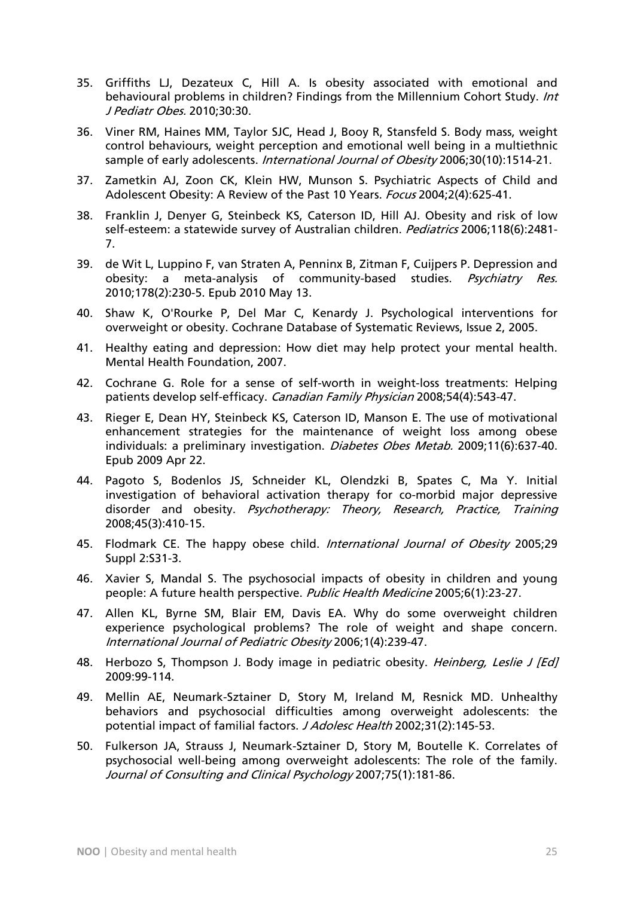35. Griffiths LJ, Dezateux C, Hill A. Is obesity associated with emotional and behavioural problems in children? Findings from the Millennium Cohort Study. *Int J Pediatr Obes.* 2010;30:30.

36. Viner RM, Haines MM, Taylor SJC, Head J, Booy R, Stansfeld S. Body mass, weight control behaviours, weight perception and emotional well being in a multiethnic sample of early adolescents. *International Journal of Obesity* 2006;30(10):1514-21.

37. Zametkin AJ, Zoon CK, Klein HW, Munson S. Psychiatric Aspects of Child and Adolescent Obesity: A Review of the Past 10 Years. *Focus* 2004;2(4):625-41.

38. Franklin J, Denyer G, Steinbeck KS, Caterson ID, Hill AJ. Obesity and risk of low self-esteem: a statewide survey of Australian children. *Pediatrics* 2006;118(6):2481-7.

39. de Wit L, Luppino F, van Straten A, Penninx B, Zitman F, Cuijpers P. Depression and obesity: a meta-analysis of community-based studies. *Psychiatry Res.* 2010;178(2):230-5. Epub 2010 May 13.

40. Shaw K, O'Rourke P, Del Mar C, Kenardy J. Psychological interventions for overweight or obesity. Cochrane Database of Systematic Reviews, Issue 2, 2005.

41. Healthy eating and depression: How diet may help protect your mental health. Mental Health Foundation, 2007.

42. Cochrane G. Role for a sense of self-worth in weight-loss treatments: Helping patients develop self-efficacy. *Canadian Family Physician* 2008;54(4):543-47.

43. Rieger E, Dean HY, Steinbeck KS, Caterson ID, Manson E. The use of motivational enhancement strategies for the maintenance of weight loss among obese individuals: a preliminary investigation. *Diabetes Obes Metab.* 2009;11(6):637-40. Epub 2009 Apr 22.

44. Pagoto S, Bodenlos JS, Schneider KL, Olendzki B, Spates C, Ma Y. Initial investigation of behavioral activation therapy for co-morbid major depressive disorder and obesity. *Psychotherapy: Theory, Research, Practice, Training* 2008;45(3):410-15.

45. Flodmark CE. The happy obese child. *International Journal of Obesity* 2005;29 Suppl 2:S31-3.

46. Xavier S, Mandal S. The psychosocial impacts of obesity in children and young people: A future health perspective. *Public Health Medicine* 2005;6(1):23-27.

47. Allen KL, Byrne SM, Blair EM, Davis EA. Why do some overweight children experience psychological problems? The role of weight and shape concern. *International Journal of Pediatric Obesity* 2006;1(4):239-47.

48. Herbozo S, Thompson J. Body image in pediatric obesity. *Heinberg, Leslie J [Ed]* 2009:99-114.

49. Mellin AE, Neumark-Sztainer D, Story M, Ireland M, Resnick MD. Unhealthy behaviors and psychosocial difficulties among overweight adolescents: the potential impact of familial factors. *J Adolesc Health* 2002;31(2):145-53.

50. Fulkerson JA, Strauss J, Neumark-Sztainer D, Story M, Boutelle K. Correlates of psychosocial well-being among overweight adolescents: The role of the family. *Journal of Consulting and Clinical Psychology* 2007;75(1):181-86.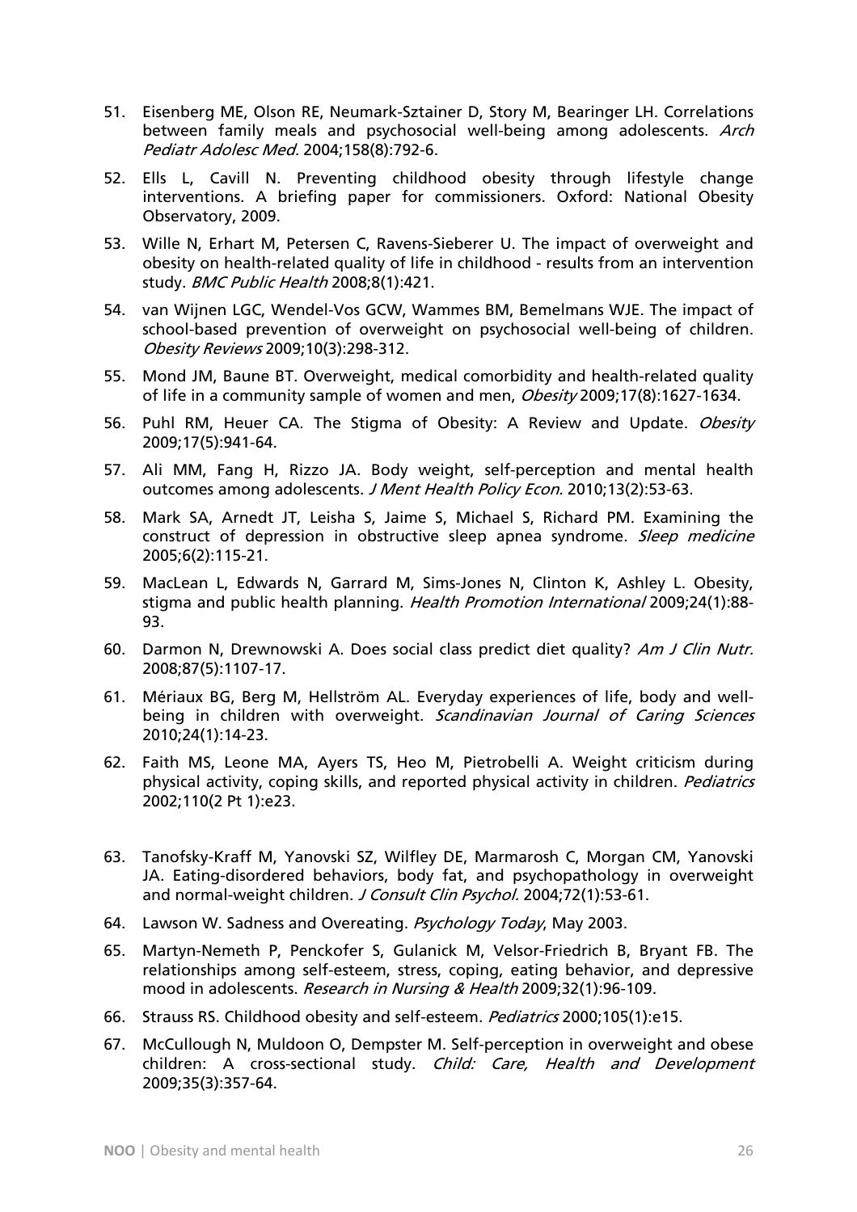51. Eisenberg ME, Olson RE, Neumark-Sztainer D, Story M, Bearinger LH. Correlations between family meals and psychosocial well-being among adolescents. *Arch Pediatr Adolesc Med.* 2004;158(8):792-6.
52. Ells L, Cavill N. Preventing childhood obesity through lifestyle change interventions. A briefing paper for commissioners. Oxford: National Obesity Observatory, 2009.
53. Wille N, Erhart M, Petersen C, Ravens-Sieberer U. The impact of overweight and obesity on health-related quality of life in childhood - results from an intervention study. *BMC Public Health* 2008;8(1):421.
54. van Wijnen LGC, Wendel-Vos GCW, Wammes BM, Bemelmans WJE. The impact of school-based prevention of overweight on psychosocial well-being of children. *Obesity Reviews* 2009;10(3):298-312.
55. Mond JM, Baune BT. Overweight, medical comorbidity and health-related quality of life in a community sample of women and men, *Obesity* 2009;17(8):1627-1634.
56. Puhl RM, Heuer CA. The Stigma of Obesity: A Review and Update. *Obesity* 2009;17(5):941-64.
57. Ali MM, Fang H, Rizzo JA. Body weight, self-perception and mental health outcomes among adolescents. *J Ment Health Policy Econ.* 2010;13(2):53-63.
58. Mark SA, Arnedt JT, Leisha S, Jaime S, Michael S, Richard PM. Examining the construct of depression in obstructive sleep apnea syndrome. *Sleep medicine* 2005;6(2):115-21.
59. MacLean L, Edwards N, Garrard M, Sims-Jones N, Clinton K, Ashley L. Obesity, stigma and public health planning. *Health Promotion International* 2009;24(1):88-93.
60. Darmon N, Drewnowski A. Does social class predict diet quality? *Am J Clin Nutr.* 2008;87(5):1107-17.
61. Mériaux BG, Berg M, Hellström AL. Everyday experiences of life, body and well-being in children with overweight. *Scandinavian Journal of Caring Sciences* 2010;24(1):14-23.
62. Faith MS, Leone MA, Ayers TS, Heo M, Pietrobelli A. Weight criticism during physical activity, coping skills, and reported physical activity in children. *Pediatrics* 2002;110(2 Pt 1):e23.
63. Tanofsky-Kraff M, Yanovski SZ, Wilfley DE, Marmarosh C, Morgan CM, Yanovski JA. Eating-disordered behaviors, body fat, and psychopathology in overweight and normal-weight children. *J Consult Clin Psychol.* 2004;72(1):53-61.
64. Lawson W. Sadness and Overeating. *Psychology Today*, May 2003.
65. Martyn-Nemeth P, Penckofer S, Gulanick M, Velsor-Friedrich B, Bryant FB. The relationships among self-esteem, stress, coping, eating behavior, and depressive mood in adolescents. *Research in Nursing & Health* 2009;32(1):96-109.
66. Strauss RS. Childhood obesity and self-esteem. *Pediatrics* 2000;105(1):e15.
67. McCullough N, Muldoon O, Dempster M. Self-perception in overweight and obese children: A cross-sectional study. *Child: Care, Health and Development* 2009;35(3):357-64.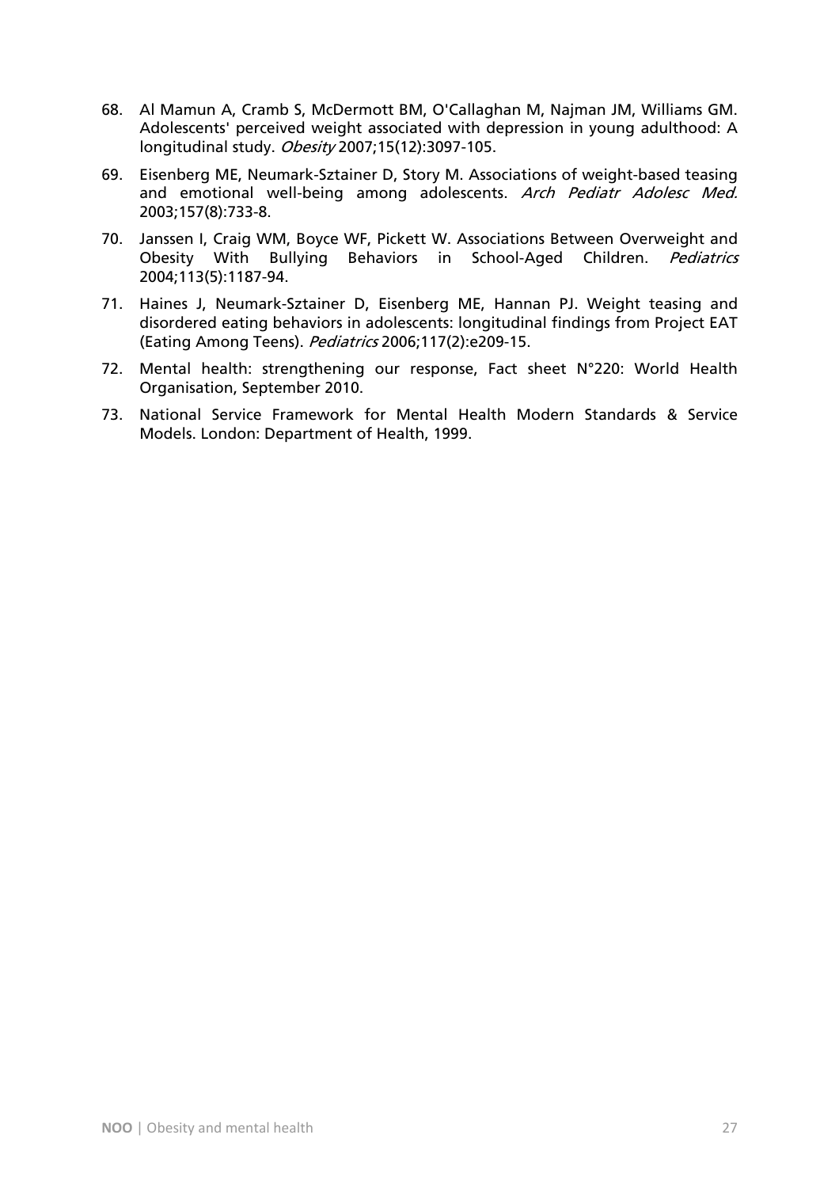68. Al Mamun A, Cramb S, McDermott BM, O'Callaghan M, Najman JM, Williams GM. Adolescents' perceived weight associated with depression in young adulthood: A longitudinal study. *Obesity* 2007;15(12):3097-105.

69. Eisenberg ME, Neumark-Sztainer D, Story M. Associations of weight-based teasing and emotional well-being among adolescents. *Arch Pediatr Adolesc Med.* 2003;157(8):733-8.

70. Janssen I, Craig WM, Boyce WF, Pickett W. Associations Between Overweight and Obesity With Bullying Behaviors in School-Aged Children. *Pediatrics* 2004;113(5):1187-94.

71. Haines J, Neumark-Sztainer D, Eisenberg ME, Hannan PJ. Weight teasing and disordered eating behaviors in adolescents: longitudinal findings from Project EAT (Eating Among Teens). *Pediatrics* 2006;117(2):e209-15.

72. Mental health: strengthening our response, Fact sheet N°220: World Health Organisation, September 2010.

73. National Service Framework for Mental Health Modern Standards & Service Models. London: Department of Health, 1999.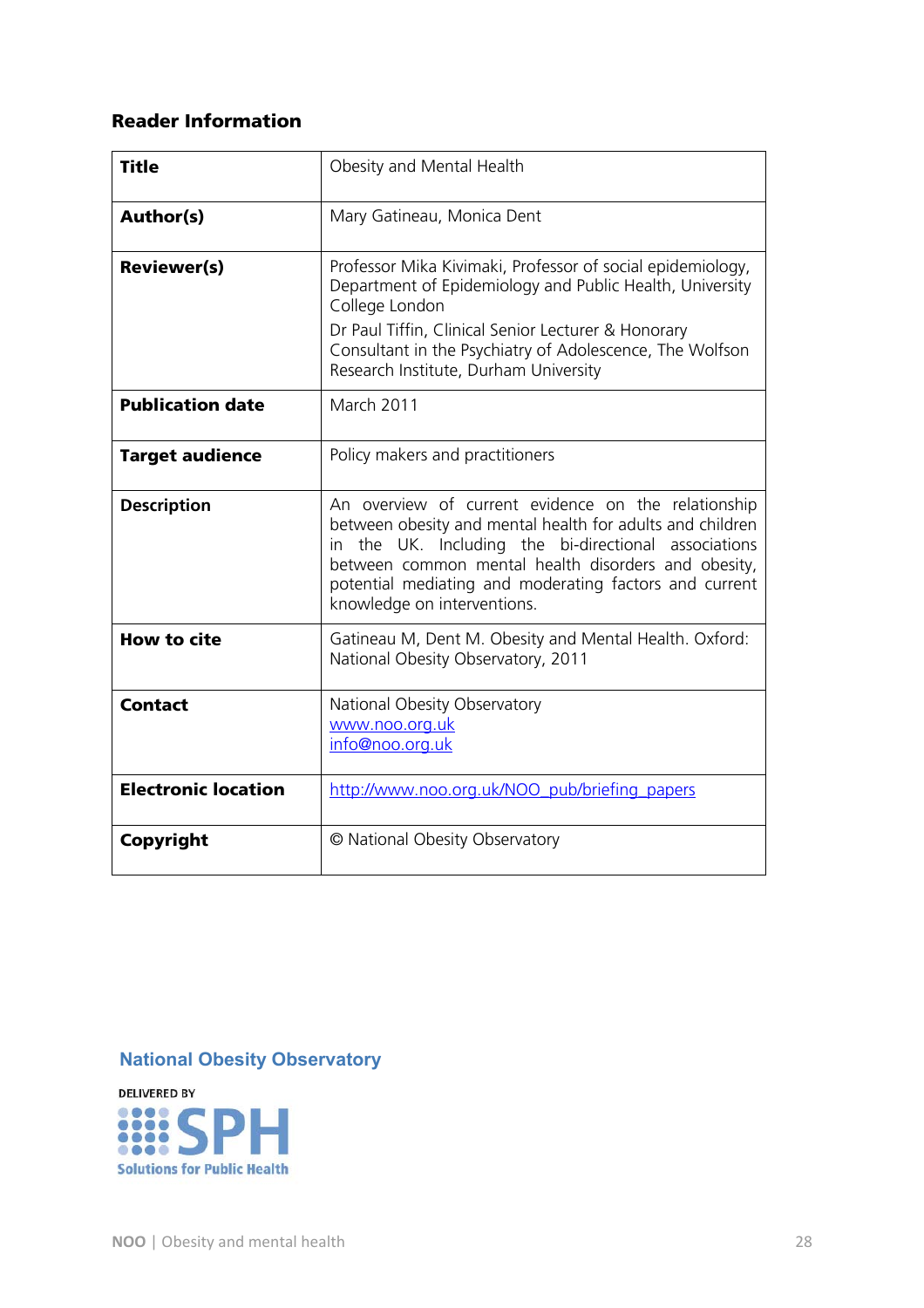## Reader Information

| | |
|---|---|
| **Title** | Obesity and Mental Health |
| **Author(s)** | Mary Gatineau, Monica Dent |
| **Reviewer(s)** | Professor Mika Kivimaki, Professor of social epidemiology, Department of Epidemiology and Public Health, University College London<br>Dr Paul Tiffin, Clinical Senior Lecturer & Honorary Consultant in the Psychiatry of Adolescence, The Wolfson Research Institute, Durham University |
| **Publication date** | March 2011 |
| **Target audience** | Policy makers and practitioners |
| **Description** | An overview of current evidence on the relationship between obesity and mental health for adults and children in the UK. Including the bi-directional associations between common mental health disorders and obesity, potential mediating and moderating factors and current knowledge on interventions. |
| **How to cite** | Gatineau M, Dent M. Obesity and Mental Health. Oxford: National Obesity Observatory, 2011 |
| **Contact** | National Obesity Observatory<br>www.noo.org.uk<br>info@noo.org.uk |
| **Electronic location** | http://www.noo.org.uk/NOO_pub/briefing_papers |
| **Copyright** | © National Obesity Observatory |

National Obesity Observatory

DELIVERED BY

SPH

Solutions for Public Health